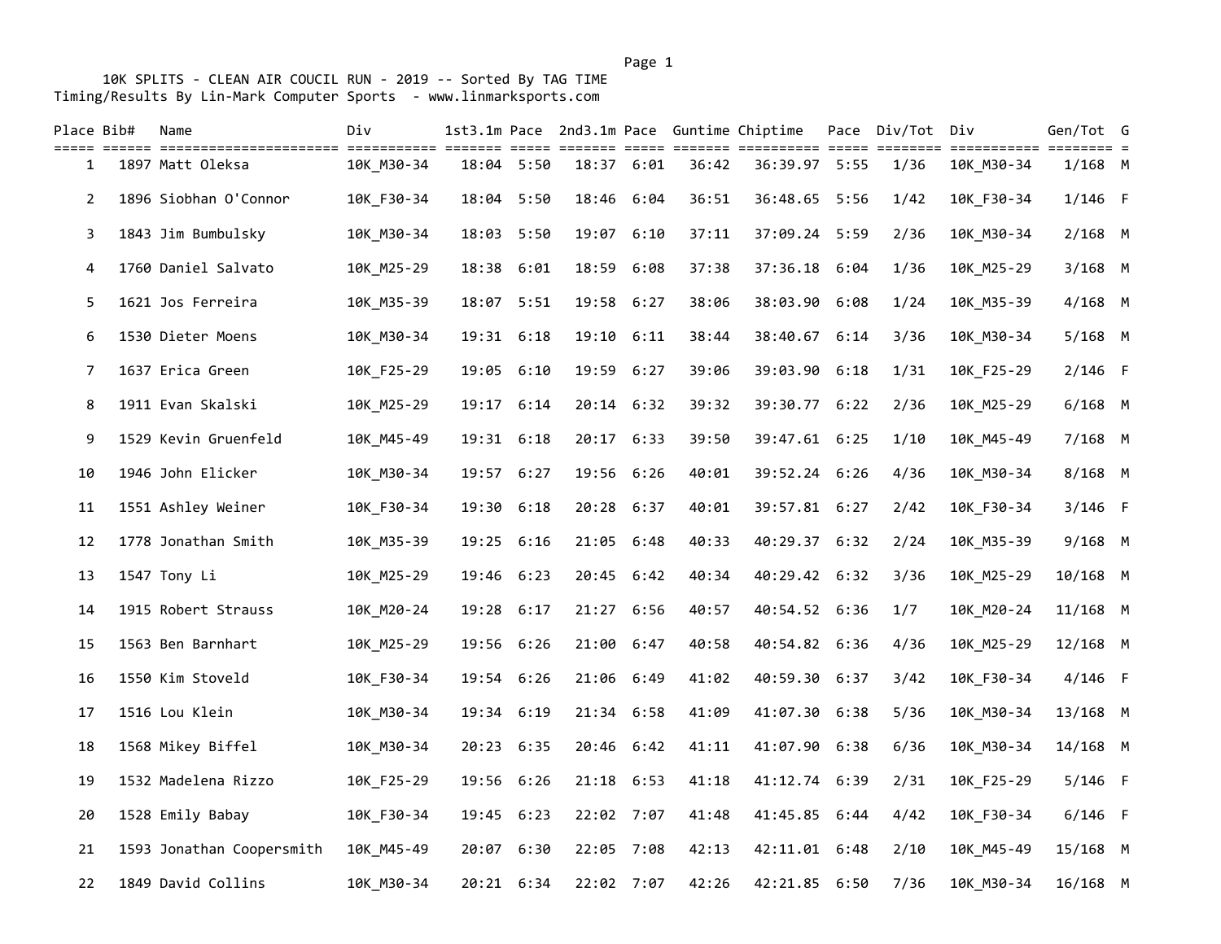10K SPLITS - CLEAN AIR COUCIL RUN - 2019 -- Sorted By TAG TIME
Timing/Results By Lin-Mark Computer Sports - www.linmarksports.com

| Place | Bib# | Name | Div | 1st3.1m | Pace | 2nd3.1m | Pace | Guntime | Chiptime | Pace | Div/Tot | Div | Gen/Tot | G |
|---|---|---|---|---|---|---|---|---|---|---|---|---|---|---|
| 1 | 1897 | Matt Oleksa | 10K_M30-34 | 18:04 | 5:50 | 18:37 | 6:01 | 36:42 | 36:39.97 | 5:55 | 1/36 | 10K_M30-34 | 1/168 | M |
| 2 | 1896 | Siobhan O'Connor | 10K_F30-34 | 18:04 | 5:50 | 18:46 | 6:04 | 36:51 | 36:48.65 | 5:56 | 1/42 | 10K_F30-34 | 1/146 | F |
| 3 | 1843 | Jim Bumbulsky | 10K_M30-34 | 18:03 | 5:50 | 19:07 | 6:10 | 37:11 | 37:09.24 | 5:59 | 2/36 | 10K_M30-34 | 2/168 | M |
| 4 | 1760 | Daniel Salvato | 10K_M25-29 | 18:38 | 6:01 | 18:59 | 6:08 | 37:38 | 37:36.18 | 6:04 | 1/36 | 10K_M25-29 | 3/168 | M |
| 5 | 1621 | Jos Ferreira | 10K_M35-39 | 18:07 | 5:51 | 19:58 | 6:27 | 38:06 | 38:03.90 | 6:08 | 1/24 | 10K_M35-39 | 4/168 | M |
| 6 | 1530 | Dieter Moens | 10K_M30-34 | 19:31 | 6:18 | 19:10 | 6:11 | 38:44 | 38:40.67 | 6:14 | 3/36 | 10K_M30-34 | 5/168 | M |
| 7 | 1637 | Erica Green | 10K_F25-29 | 19:05 | 6:10 | 19:59 | 6:27 | 39:06 | 39:03.90 | 6:18 | 1/31 | 10K_F25-29 | 2/146 | F |
| 8 | 1911 | Evan Skalski | 10K_M25-29 | 19:17 | 6:14 | 20:14 | 6:32 | 39:32 | 39:30.77 | 6:22 | 2/36 | 10K_M25-29 | 6/168 | M |
| 9 | 1529 | Kevin Gruenfeld | 10K_M45-49 | 19:31 | 6:18 | 20:17 | 6:33 | 39:50 | 39:47.61 | 6:25 | 1/10 | 10K_M45-49 | 7/168 | M |
| 10 | 1946 | John Elicker | 10K_M30-34 | 19:57 | 6:27 | 19:56 | 6:26 | 40:01 | 39:52.24 | 6:26 | 4/36 | 10K_M30-34 | 8/168 | M |
| 11 | 1551 | Ashley Weiner | 10K_F30-34 | 19:30 | 6:18 | 20:28 | 6:37 | 40:01 | 39:57.81 | 6:27 | 2/42 | 10K_F30-34 | 3/146 | F |
| 12 | 1778 | Jonathan Smith | 10K_M35-39 | 19:25 | 6:16 | 21:05 | 6:48 | 40:33 | 40:29.37 | 6:32 | 2/24 | 10K_M35-39 | 9/168 | M |
| 13 | 1547 | Tony Li | 10K_M25-29 | 19:46 | 6:23 | 20:45 | 6:42 | 40:34 | 40:29.42 | 6:32 | 3/36 | 10K_M25-29 | 10/168 | M |
| 14 | 1915 | Robert Strauss | 10K_M20-24 | 19:28 | 6:17 | 21:27 | 6:56 | 40:57 | 40:54.52 | 6:36 | 1/7 | 10K_M20-24 | 11/168 | M |
| 15 | 1563 | Ben Barnhart | 10K_M25-29 | 19:56 | 6:26 | 21:00 | 6:47 | 40:58 | 40:54.82 | 6:36 | 4/36 | 10K_M25-29 | 12/168 | M |
| 16 | 1550 | Kim Stoveld | 10K_F30-34 | 19:54 | 6:26 | 21:06 | 6:49 | 41:02 | 40:59.30 | 6:37 | 3/42 | 10K_F30-34 | 4/146 | F |
| 17 | 1516 | Lou Klein | 10K_M30-34 | 19:34 | 6:19 | 21:34 | 6:58 | 41:09 | 41:07.30 | 6:38 | 5/36 | 10K_M30-34 | 13/168 | M |
| 18 | 1568 | Mikey Biffel | 10K_M30-34 | 20:23 | 6:35 | 20:46 | 6:42 | 41:11 | 41:07.90 | 6:38 | 6/36 | 10K_M30-34 | 14/168 | M |
| 19 | 1532 | Madelena Rizzo | 10K_F25-29 | 19:56 | 6:26 | 21:18 | 6:53 | 41:18 | 41:12.74 | 6:39 | 2/31 | 10K_F25-29 | 5/146 | F |
| 20 | 1528 | Emily Babay | 10K_F30-34 | 19:45 | 6:23 | 22:02 | 7:07 | 41:48 | 41:45.85 | 6:44 | 4/42 | 10K_F30-34 | 6/146 | F |
| 21 | 1593 | Jonathan Coopersmith | 10K_M45-49 | 20:07 | 6:30 | 22:05 | 7:08 | 42:13 | 42:11.01 | 6:48 | 2/10 | 10K_M45-49 | 15/168 | M |
| 22 | 1849 | David Collins | 10K_M30-34 | 20:21 | 6:34 | 22:02 | 7:07 | 42:26 | 42:21.85 | 6:50 | 7/36 | 10K_M30-34 | 16/168 | M |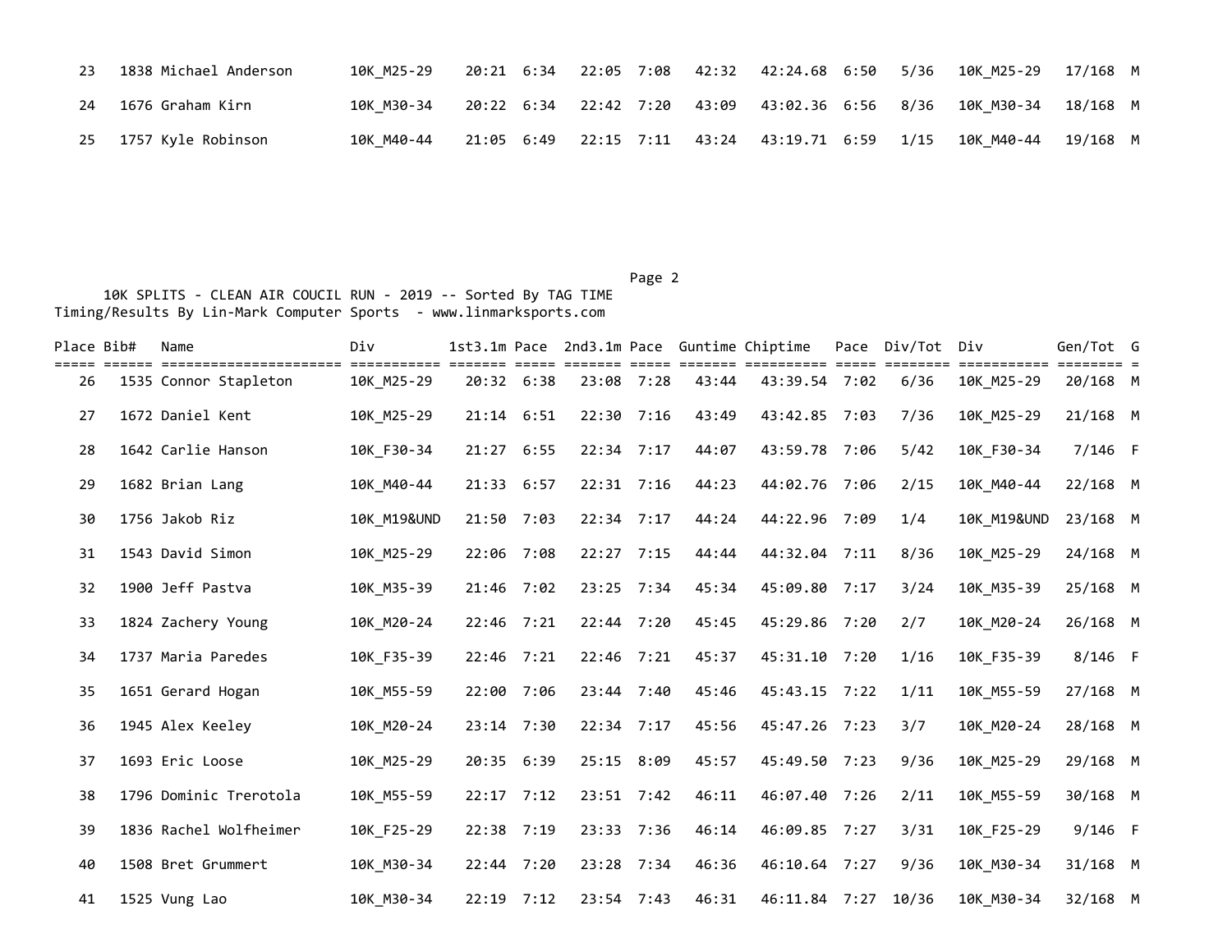| Place | Bib# | Name | Div | 1st3.1m | Pace | 2nd3.1m | Pace | Guntime | Chiptime | Pace | Div/Tot | Div | Gen/Tot | G |
|---|---|---|---|---|---|---|---|---|---|---|---|---|---|---|
| 23 | 1838 | Michael Anderson | 10K_M25-29 | 20:21 | 6:34 | 22:05 | 7:08 | 42:32 | 42:24.68 | 6:50 | 5/36 | 10K_M25-29 | 17/168 | M |
| 24 | 1676 | Graham Kirn | 10K_M30-34 | 20:22 | 6:34 | 22:42 | 7:20 | 43:09 | 43:02.36 | 6:56 | 8/36 | 10K_M30-34 | 18/168 | M |
| 25 | 1757 | Kyle Robinson | 10K_M40-44 | 21:05 | 6:49 | 22:15 | 7:11 | 43:24 | 43:19.71 | 6:59 | 1/15 | 10K_M40-44 | 19/168 | M |

10K SPLITS - CLEAN AIR COUCIL RUN - 2019 -- Sorted By TAG TIME
Timing/Results By Lin-Mark Computer Sports - www.linmarksports.com

| Place | Bib# | Name | Div | 1st3.1m | Pace | 2nd3.1m | Pace | Guntime | Chiptime | Pace | Div/Tot | Div | Gen/Tot | G |
|---|---|---|---|---|---|---|---|---|---|---|---|---|---|---|
| 26 | 1535 | Connor Stapleton | 10K_M25-29 | 20:32 | 6:38 | 23:08 | 7:28 | 43:44 | 43:39.54 | 7:02 | 6/36 | 10K_M25-29 | 20/168 | M |
| 27 | 1672 | Daniel Kent | 10K_M25-29 | 21:14 | 6:51 | 22:30 | 7:16 | 43:49 | 43:42.85 | 7:03 | 7/36 | 10K_M25-29 | 21/168 | M |
| 28 | 1642 | Carlie Hanson | 10K_F30-34 | 21:27 | 6:55 | 22:34 | 7:17 | 44:07 | 43:59.78 | 7:06 | 5/42 | 10K_F30-34 | 7/146 | F |
| 29 | 1682 | Brian Lang | 10K_M40-44 | 21:33 | 6:57 | 22:31 | 7:16 | 44:23 | 44:02.76 | 7:06 | 2/15 | 10K_M40-44 | 22/168 | M |
| 30 | 1756 | Jakob Riz | 10K_M19&UND | 21:50 | 7:03 | 22:34 | 7:17 | 44:24 | 44:22.96 | 7:09 | 1/4 | 10K_M19&UND | 23/168 | M |
| 31 | 1543 | David Simon | 10K_M25-29 | 22:06 | 7:08 | 22:27 | 7:15 | 44:44 | 44:32.04 | 7:11 | 8/36 | 10K_M25-29 | 24/168 | M |
| 32 | 1900 | Jeff Pastva | 10K_M35-39 | 21:46 | 7:02 | 23:25 | 7:34 | 45:34 | 45:09.80 | 7:17 | 3/24 | 10K_M35-39 | 25/168 | M |
| 33 | 1824 | Zachery Young | 10K_M20-24 | 22:46 | 7:21 | 22:44 | 7:20 | 45:45 | 45:29.86 | 7:20 | 2/7 | 10K_M20-24 | 26/168 | M |
| 34 | 1737 | Maria Paredes | 10K_F35-39 | 22:46 | 7:21 | 22:46 | 7:21 | 45:37 | 45:31.10 | 7:20 | 1/16 | 10K_F35-39 | 8/146 | F |
| 35 | 1651 | Gerard Hogan | 10K_M55-59 | 22:00 | 7:06 | 23:44 | 7:40 | 45:46 | 45:43.15 | 7:22 | 1/11 | 10K_M55-59 | 27/168 | M |
| 36 | 1945 | Alex Keeley | 10K_M20-24 | 23:14 | 7:30 | 22:34 | 7:17 | 45:56 | 45:47.26 | 7:23 | 3/7 | 10K_M20-24 | 28/168 | M |
| 37 | 1693 | Eric Loose | 10K_M25-29 | 20:35 | 6:39 | 25:15 | 8:09 | 45:57 | 45:49.50 | 7:23 | 9/36 | 10K_M25-29 | 29/168 | M |
| 38 | 1796 | Dominic Trerotola | 10K_M55-59 | 22:17 | 7:12 | 23:51 | 7:42 | 46:11 | 46:07.40 | 7:26 | 2/11 | 10K_M55-59 | 30/168 | M |
| 39 | 1836 | Rachel Wolfheimer | 10K_F25-29 | 22:38 | 7:19 | 23:33 | 7:36 | 46:14 | 46:09.85 | 7:27 | 3/31 | 10K_F25-29 | 9/146 | F |
| 40 | 1508 | Bret Grummert | 10K_M30-34 | 22:44 | 7:20 | 23:28 | 7:34 | 46:36 | 46:10.64 | 7:27 | 9/36 | 10K_M30-34 | 31/168 | M |
| 41 | 1525 | Vung Lao | 10K_M30-34 | 22:19 | 7:12 | 23:54 | 7:43 | 46:31 | 46:11.84 | 7:27 | 10/36 | 10K_M30-34 | 32/168 | M |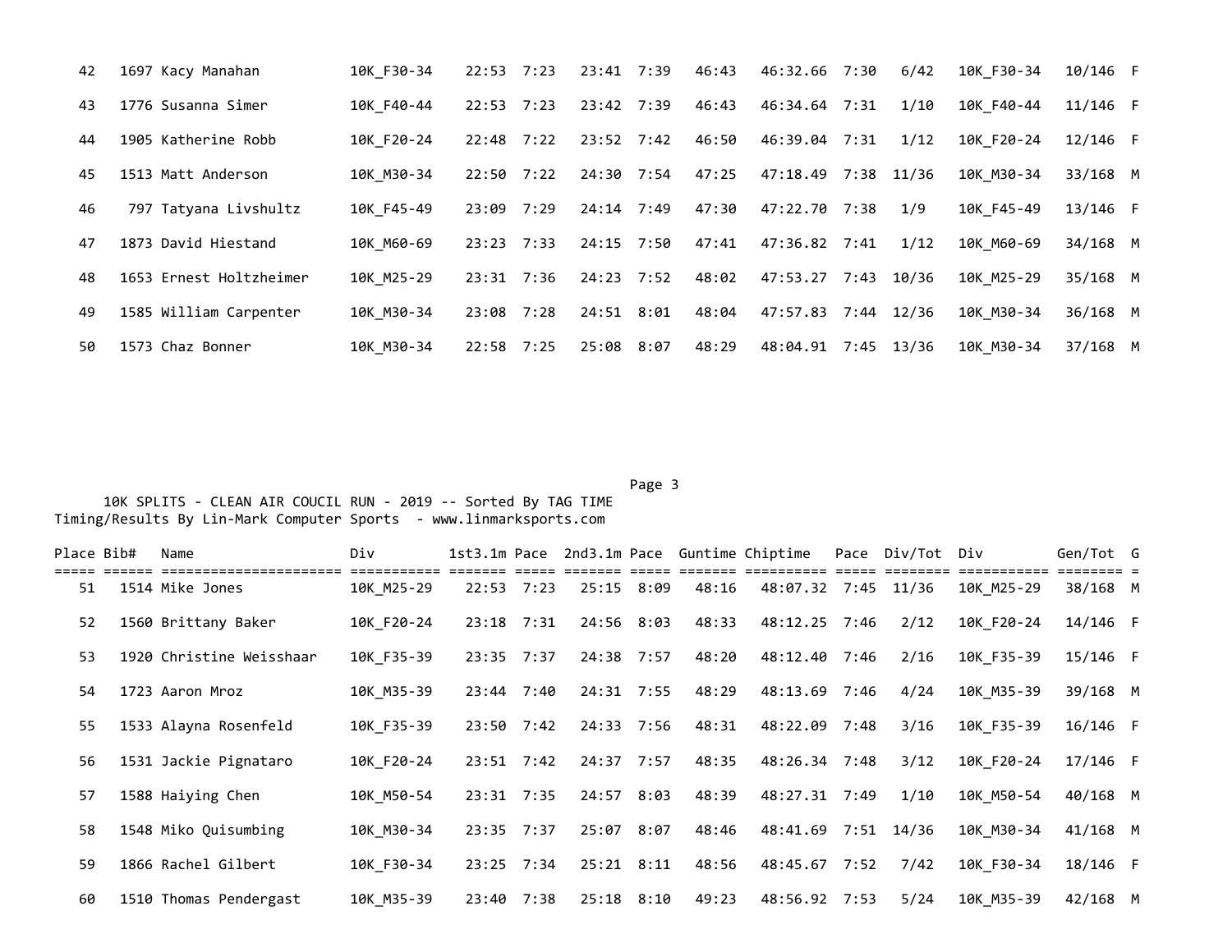| Place | Bib# | Name | Div | 1st3.1m | Pace | 2nd3.1m | Pace | Guntime | Chiptime | Pace | Div/Tot | Div | Gen/Tot | G |
|---|---|---|---|---|---|---|---|---|---|---|---|---|---|---|
| 42 | 1697 | Kacy Manahan | 10K_F30-34 | 22:53 | 7:23 | 23:41 | 7:39 | 46:43 | 46:32.66 | 7:30 | 6/42 | 10K_F30-34 | 10/146 | F |
| 43 | 1776 | Susanna Simer | 10K_F40-44 | 22:53 | 7:23 | 23:42 | 7:39 | 46:43 | 46:34.64 | 7:31 | 1/10 | 10K_F40-44 | 11/146 | F |
| 44 | 1905 | Katherine Robb | 10K_F20-24 | 22:48 | 7:22 | 23:52 | 7:42 | 46:50 | 46:39.04 | 7:31 | 1/12 | 10K_F20-24 | 12/146 | F |
| 45 | 1513 | Matt Anderson | 10K_M30-34 | 22:50 | 7:22 | 24:30 | 7:54 | 47:25 | 47:18.49 | 7:38 | 11/36 | 10K_M30-34 | 33/168 | M |
| 46 | 797 | Tatyana Livshultz | 10K_F45-49 | 23:09 | 7:29 | 24:14 | 7:49 | 47:30 | 47:22.70 | 7:38 | 1/9 | 10K_F45-49 | 13/146 | F |
| 47 | 1873 | David Hiestand | 10K_M60-69 | 23:23 | 7:33 | 24:15 | 7:50 | 47:41 | 47:36.82 | 7:41 | 1/12 | 10K_M60-69 | 34/168 | M |
| 48 | 1653 | Ernest Holtzheimer | 10K_M25-29 | 23:31 | 7:36 | 24:23 | 7:52 | 48:02 | 47:53.27 | 7:43 | 10/36 | 10K_M25-29 | 35/168 | M |
| 49 | 1585 | William Carpenter | 10K_M30-34 | 23:08 | 7:28 | 24:51 | 8:01 | 48:04 | 47:57.83 | 7:44 | 12/36 | 10K_M30-34 | 36/168 | M |
| 50 | 1573 | Chaz Bonner | 10K_M30-34 | 22:58 | 7:25 | 25:08 | 8:07 | 48:29 | 48:04.91 | 7:45 | 13/36 | 10K_M30-34 | 37/168 | M |

10K SPLITS - CLEAN AIR COUCIL RUN - 2019 -- Sorted By TAG TIME
Timing/Results By Lin-Mark Computer Sports - www.linmarksports.com

| Place | Bib# | Name | Div | 1st3.1m | Pace | 2nd3.1m | Pace | Guntime | Chiptime | Pace | Div/Tot | Div | Gen/Tot | G |
|---|---|---|---|---|---|---|---|---|---|---|---|---|---|---|
| 51 | 1514 | Mike Jones | 10K_M25-29 | 22:53 | 7:23 | 25:15 | 8:09 | 48:16 | 48:07.32 | 7:45 | 11/36 | 10K_M25-29 | 38/168 | M |
| 52 | 1560 | Brittany Baker | 10K_F20-24 | 23:18 | 7:31 | 24:56 | 8:03 | 48:33 | 48:12.25 | 7:46 | 2/12 | 10K_F20-24 | 14/146 | F |
| 53 | 1920 | Christine Weisshaar | 10K_F35-39 | 23:35 | 7:37 | 24:38 | 7:57 | 48:20 | 48:12.40 | 7:46 | 2/16 | 10K_F35-39 | 15/146 | F |
| 54 | 1723 | Aaron Mroz | 10K_M35-39 | 23:44 | 7:40 | 24:31 | 7:55 | 48:29 | 48:13.69 | 7:46 | 4/24 | 10K_M35-39 | 39/168 | M |
| 55 | 1533 | Alayna Rosenfeld | 10K_F35-39 | 23:50 | 7:42 | 24:33 | 7:56 | 48:31 | 48:22.09 | 7:48 | 3/16 | 10K_F35-39 | 16/146 | F |
| 56 | 1531 | Jackie Pignataro | 10K_F20-24 | 23:51 | 7:42 | 24:37 | 7:57 | 48:35 | 48:26.34 | 7:48 | 3/12 | 10K_F20-24 | 17/146 | F |
| 57 | 1588 | Haiying Chen | 10K_M50-54 | 23:31 | 7:35 | 24:57 | 8:03 | 48:39 | 48:27.31 | 7:49 | 1/10 | 10K_M50-54 | 40/168 | M |
| 58 | 1548 | Miko Quisumbing | 10K_M30-34 | 23:35 | 7:37 | 25:07 | 8:07 | 48:46 | 48:41.69 | 7:51 | 14/36 | 10K_M30-34 | 41/168 | M |
| 59 | 1866 | Rachel Gilbert | 10K_F30-34 | 23:25 | 7:34 | 25:21 | 8:11 | 48:56 | 48:45.67 | 7:52 | 7/42 | 10K_F30-34 | 18/146 | F |
| 60 | 1510 | Thomas Pendergast | 10K_M35-39 | 23:40 | 7:38 | 25:18 | 8:10 | 49:23 | 48:56.92 | 7:53 | 5/24 | 10K_M35-39 | 42/168 | M |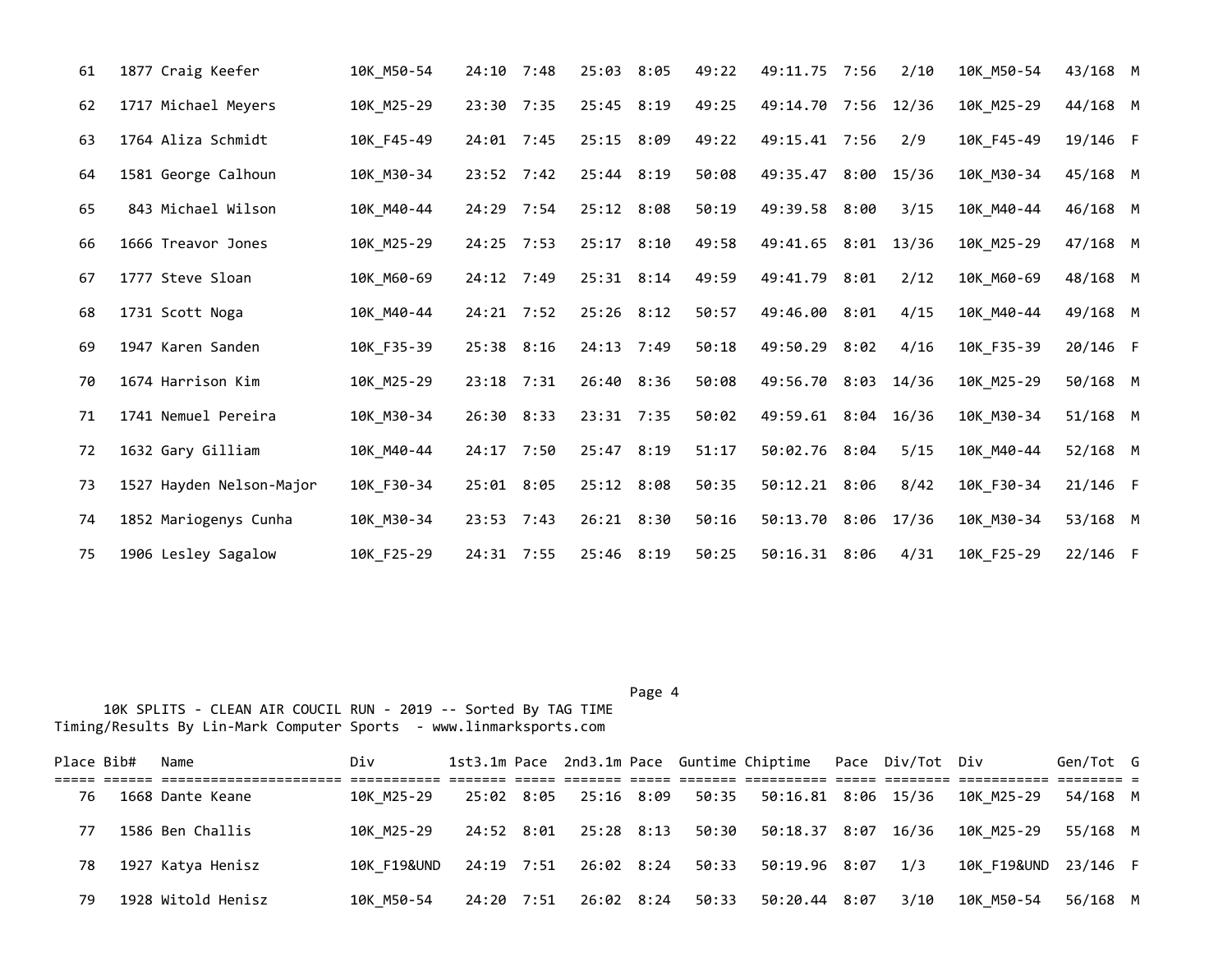| Place | Bib# | Name | Div | 1st3.1m | Pace | 2nd3.1m | Pace | Guntime | Chiptime | Pace | Div/Tot | Div | Gen/Tot | G |
|---|---|---|---|---|---|---|---|---|---|---|---|---|---|---|
| 61 | 1877 | Craig Keefer | 10K_M50-54 | 24:10 | 7:48 | 25:03 | 8:05 | 49:22 | 49:11.75 | 7:56 | 2/10 | 10K_M50-54 | 43/168 | M |
| 62 | 1717 | Michael Meyers | 10K_M25-29 | 23:30 | 7:35 | 25:45 | 8:19 | 49:25 | 49:14.70 | 7:56 | 12/36 | 10K_M25-29 | 44/168 | M |
| 63 | 1764 | Aliza Schmidt | 10K_F45-49 | 24:01 | 7:45 | 25:15 | 8:09 | 49:22 | 49:15.41 | 7:56 | 2/9 | 10K_F45-49 | 19/146 | F |
| 64 | 1581 | George Calhoun | 10K_M30-34 | 23:52 | 7:42 | 25:44 | 8:19 | 50:08 | 49:35.47 | 8:00 | 15/36 | 10K_M30-34 | 45/168 | M |
| 65 | 843 | Michael Wilson | 10K_M40-44 | 24:29 | 7:54 | 25:12 | 8:08 | 50:19 | 49:39.58 | 8:00 | 3/15 | 10K_M40-44 | 46/168 | M |
| 66 | 1666 | Treavor Jones | 10K_M25-29 | 24:25 | 7:53 | 25:17 | 8:10 | 49:58 | 49:41.65 | 8:01 | 13/36 | 10K_M25-29 | 47/168 | M |
| 67 | 1777 | Steve Sloan | 10K_M60-69 | 24:12 | 7:49 | 25:31 | 8:14 | 49:59 | 49:41.79 | 8:01 | 2/12 | 10K_M60-69 | 48/168 | M |
| 68 | 1731 | Scott Noga | 10K_M40-44 | 24:21 | 7:52 | 25:26 | 8:12 | 50:57 | 49:46.00 | 8:01 | 4/15 | 10K_M40-44 | 49/168 | M |
| 69 | 1947 | Karen Sanden | 10K_F35-39 | 25:38 | 8:16 | 24:13 | 7:49 | 50:18 | 49:50.29 | 8:02 | 4/16 | 10K_F35-39 | 20/146 | F |
| 70 | 1674 | Harrison Kim | 10K_M25-29 | 23:18 | 7:31 | 26:40 | 8:36 | 50:08 | 49:56.70 | 8:03 | 14/36 | 10K_M25-29 | 50/168 | M |
| 71 | 1741 | Nemuel Pereira | 10K_M30-34 | 26:30 | 8:33 | 23:31 | 7:35 | 50:02 | 49:59.61 | 8:04 | 16/36 | 10K_M30-34 | 51/168 | M |
| 72 | 1632 | Gary Gilliam | 10K_M40-44 | 24:17 | 7:50 | 25:47 | 8:19 | 51:17 | 50:02.76 | 8:04 | 5/15 | 10K_M40-44 | 52/168 | M |
| 73 | 1527 | Hayden Nelson-Major | 10K_F30-34 | 25:01 | 8:05 | 25:12 | 8:08 | 50:35 | 50:12.21 | 8:06 | 8/42 | 10K_F30-34 | 21/146 | F |
| 74 | 1852 | Mariogenys Cunha | 10K_M30-34 | 23:53 | 7:43 | 26:21 | 8:30 | 50:16 | 50:13.70 | 8:06 | 17/36 | 10K_M30-34 | 53/168 | M |
| 75 | 1906 | Lesley Sagalow | 10K_F25-29 | 24:31 | 7:55 | 25:46 | 8:19 | 50:25 | 50:16.31 | 8:06 | 4/31 | 10K_F25-29 | 22/146 | F |

10K SPLITS - CLEAN AIR COUCIL RUN - 2019 -- Sorted By TAG TIME
Timing/Results By Lin-Mark Computer Sports - www.linmarksports.com

| Place | Bib# | Name | Div | 1st3.1m | Pace | 2nd3.1m | Pace | Guntime | Chiptime | Pace | Div/Tot | Div | Gen/Tot | G |
|---|---|---|---|---|---|---|---|---|---|---|---|---|---|---|
| 76 | 1668 | Dante Keane | 10K_M25-29 | 25:02 | 8:05 | 25:16 | 8:09 | 50:35 | 50:16.81 | 8:06 | 15/36 | 10K_M25-29 | 54/168 | M |
| 77 | 1586 | Ben Challis | 10K_M25-29 | 24:52 | 8:01 | 25:28 | 8:13 | 50:30 | 50:18.37 | 8:07 | 16/36 | 10K_M25-29 | 55/168 | M |
| 78 | 1927 | Katya Henisz | 10K_F19&UND | 24:19 | 7:51 | 26:02 | 8:24 | 50:33 | 50:19.96 | 8:07 | 1/3 | 10K_F19&UND | 23/146 | F |
| 79 | 1928 | Witold Henisz | 10K_M50-54 | 24:20 | 7:51 | 26:02 | 8:24 | 50:33 | 50:20.44 | 8:07 | 3/10 | 10K_M50-54 | 56/168 | M |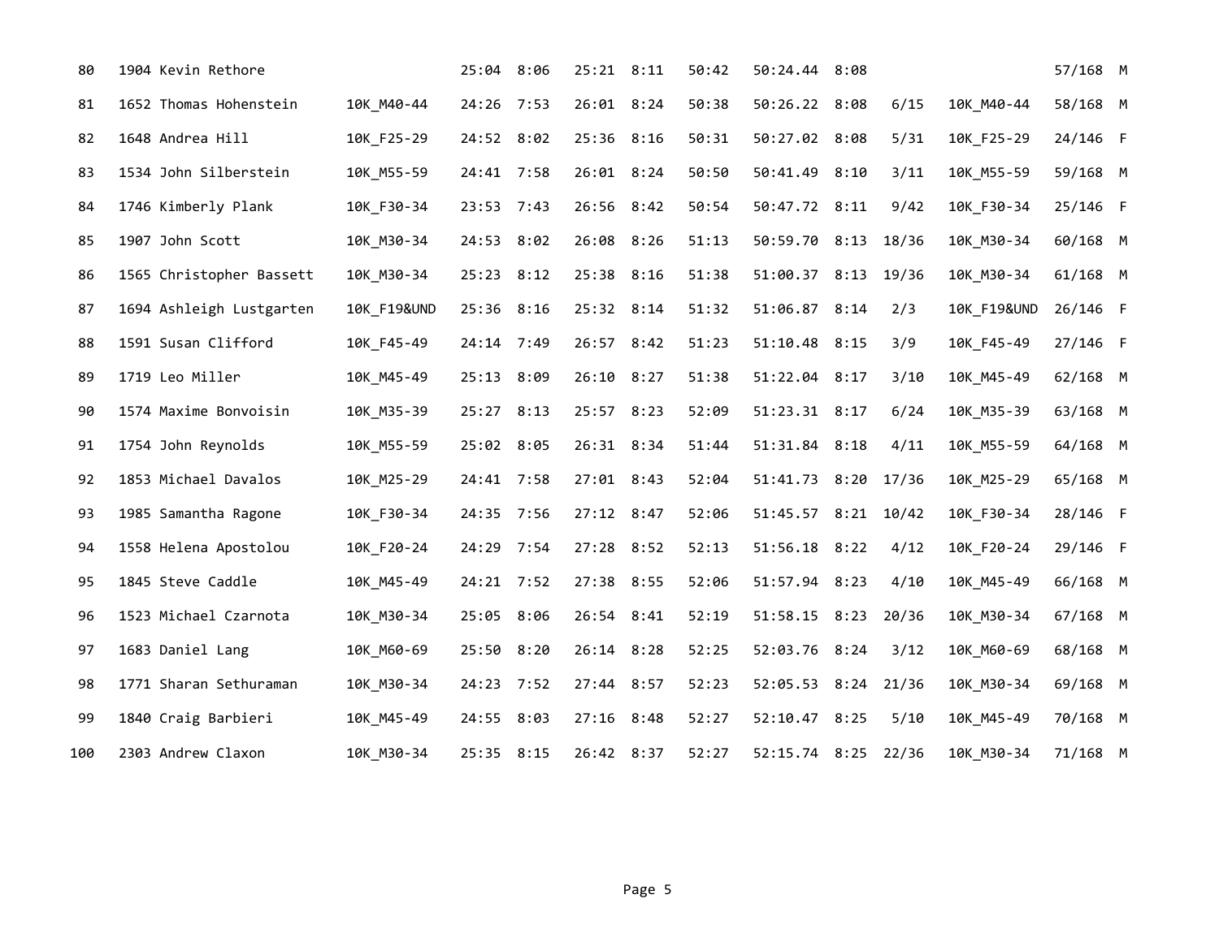| | | | | | | | | | | | | | |
|---|---|---|---|---|---|---|---|---|---|---|---|---|---|
| 80 | 1904 Kevin Rethore | | 25:04 | 8:06 | 25:21 | 8:11 | 50:42 | 50:24.44 | 8:08 | | | 57/168 | M |
| 81 | 1652 Thomas Hohenstein | 10K_M40-44 | 24:26 | 7:53 | 26:01 | 8:24 | 50:38 | 50:26.22 | 8:08 | 6/15 | 10K_M40-44 | 58/168 | M |
| 82 | 1648 Andrea Hill | 10K_F25-29 | 24:52 | 8:02 | 25:36 | 8:16 | 50:31 | 50:27.02 | 8:08 | 5/31 | 10K_F25-29 | 24/146 | F |
| 83 | 1534 John Silberstein | 10K_M55-59 | 24:41 | 7:58 | 26:01 | 8:24 | 50:50 | 50:41.49 | 8:10 | 3/11 | 10K_M55-59 | 59/168 | M |
| 84 | 1746 Kimberly Plank | 10K_F30-34 | 23:53 | 7:43 | 26:56 | 8:42 | 50:54 | 50:47.72 | 8:11 | 9/42 | 10K_F30-34 | 25/146 | F |
| 85 | 1907 John Scott | 10K_M30-34 | 24:53 | 8:02 | 26:08 | 8:26 | 51:13 | 50:59.70 | 8:13 | 18/36 | 10K_M30-34 | 60/168 | M |
| 86 | 1565 Christopher Bassett | 10K_M30-34 | 25:23 | 8:12 | 25:38 | 8:16 | 51:38 | 51:00.37 | 8:13 | 19/36 | 10K_M30-34 | 61/168 | M |
| 87 | 1694 Ashleigh Lustgarten | 10K_F19&UND | 25:36 | 8:16 | 25:32 | 8:14 | 51:32 | 51:06.87 | 8:14 | 2/3 | 10K_F19&UND | 26/146 | F |
| 88 | 1591 Susan Clifford | 10K_F45-49 | 24:14 | 7:49 | 26:57 | 8:42 | 51:23 | 51:10.48 | 8:15 | 3/9 | 10K_F45-49 | 27/146 | F |
| 89 | 1719 Leo Miller | 10K_M45-49 | 25:13 | 8:09 | 26:10 | 8:27 | 51:38 | 51:22.04 | 8:17 | 3/10 | 10K_M45-49 | 62/168 | M |
| 90 | 1574 Maxime Bonvoisin | 10K_M35-39 | 25:27 | 8:13 | 25:57 | 8:23 | 52:09 | 51:23.31 | 8:17 | 6/24 | 10K_M35-39 | 63/168 | M |
| 91 | 1754 John Reynolds | 10K_M55-59 | 25:02 | 8:05 | 26:31 | 8:34 | 51:44 | 51:31.84 | 8:18 | 4/11 | 10K_M55-59 | 64/168 | M |
| 92 | 1853 Michael Davalos | 10K_M25-29 | 24:41 | 7:58 | 27:01 | 8:43 | 52:04 | 51:41.73 | 8:20 | 17/36 | 10K_M25-29 | 65/168 | M |
| 93 | 1985 Samantha Ragone | 10K_F30-34 | 24:35 | 7:56 | 27:12 | 8:47 | 52:06 | 51:45.57 | 8:21 | 10/42 | 10K_F30-34 | 28/146 | F |
| 94 | 1558 Helena Apostolou | 10K_F20-24 | 24:29 | 7:54 | 27:28 | 8:52 | 52:13 | 51:56.18 | 8:22 | 4/12 | 10K_F20-24 | 29/146 | F |
| 95 | 1845 Steve Caddle | 10K_M45-49 | 24:21 | 7:52 | 27:38 | 8:55 | 52:06 | 51:57.94 | 8:23 | 4/10 | 10K_M45-49 | 66/168 | M |
| 96 | 1523 Michael Czarnota | 10K_M30-34 | 25:05 | 8:06 | 26:54 | 8:41 | 52:19 | 51:58.15 | 8:23 | 20/36 | 10K_M30-34 | 67/168 | M |
| 97 | 1683 Daniel Lang | 10K_M60-69 | 25:50 | 8:20 | 26:14 | 8:28 | 52:25 | 52:03.76 | 8:24 | 3/12 | 10K_M60-69 | 68/168 | M |
| 98 | 1771 Sharan Sethuraman | 10K_M30-34 | 24:23 | 7:52 | 27:44 | 8:57 | 52:23 | 52:05.53 | 8:24 | 21/36 | 10K_M30-34 | 69/168 | M |
| 99 | 1840 Craig Barbieri | 10K_M45-49 | 24:55 | 8:03 | 27:16 | 8:48 | 52:27 | 52:10.47 | 8:25 | 5/10 | 10K_M45-49 | 70/168 | M |
| 100 | 2303 Andrew Claxon | 10K_M30-34 | 25:35 | 8:15 | 26:42 | 8:37 | 52:27 | 52:15.74 | 8:25 | 22/36 | 10K_M30-34 | 71/168 | M |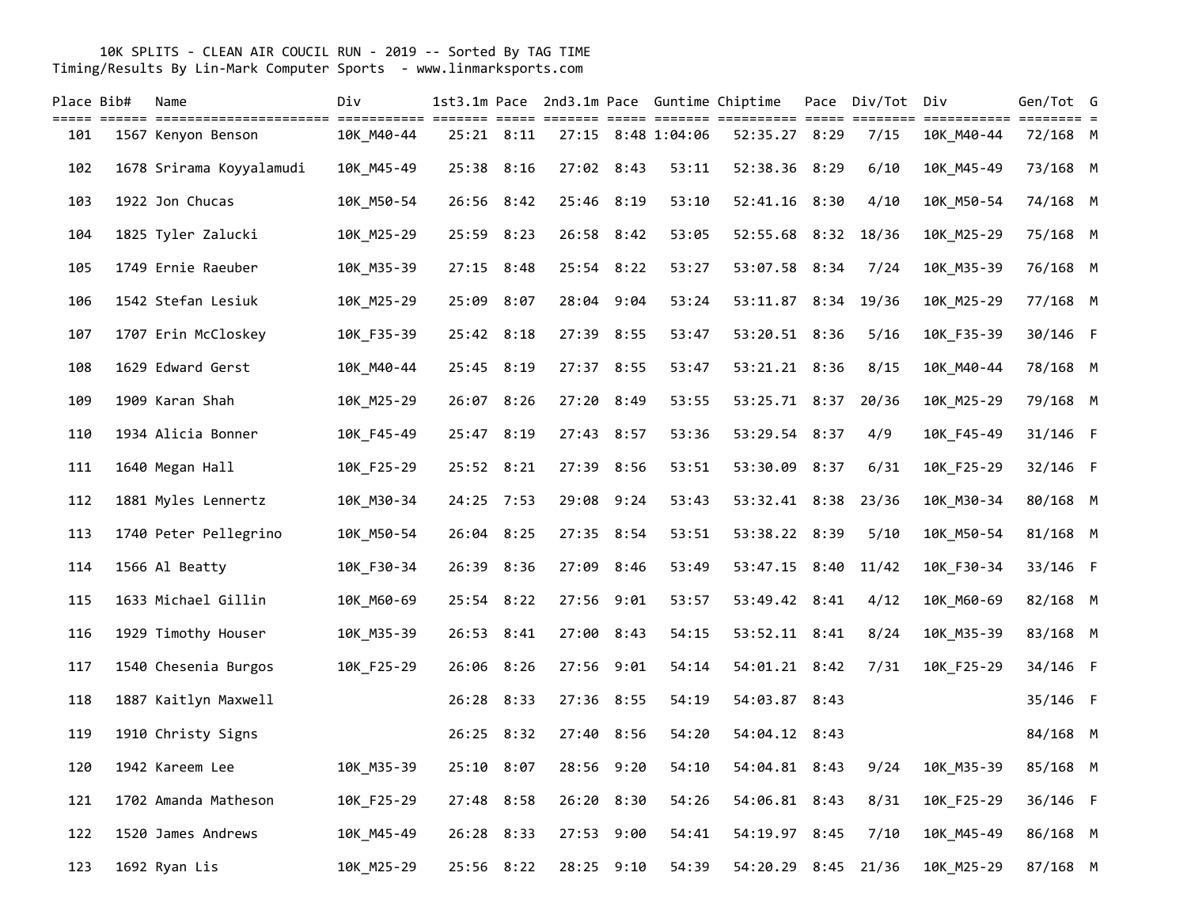10K SPLITS - CLEAN AIR COUCIL RUN - 2019 -- Sorted By TAG TIME
Timing/Results By Lin-Mark Computer Sports - www.linmarksports.com

| Place | Bib# | Name | Div | 1st3.1m | Pace | 2nd3.1m | Pace | Guntime | Chiptime | Pace | Div/Tot | Div | Gen/Tot | G |
|---|---|---|---|---|---|---|---|---|---|---|---|---|---|---|
| 101 | 1567 | Kenyon Benson | 10K_M40-44 | 25:21 | 8:11 | 27:15 | 8:48 | 1:04:06 | 52:35.27 | 8:29 | 7/15 | 10K_M40-44 | 72/168 | M |
| 102 | 1678 | Srirama Koyyalamudi | 10K_M45-49 | 25:38 | 8:16 | 27:02 | 8:43 | 53:11 | 52:38.36 | 8:29 | 6/10 | 10K_M45-49 | 73/168 | M |
| 103 | 1922 | Jon Chucas | 10K_M50-54 | 26:56 | 8:42 | 25:46 | 8:19 | 53:10 | 52:41.16 | 8:30 | 4/10 | 10K_M50-54 | 74/168 | M |
| 104 | 1825 | Tyler Zalucki | 10K_M25-29 | 25:59 | 8:23 | 26:58 | 8:42 | 53:05 | 52:55.68 | 8:32 | 18/36 | 10K_M25-29 | 75/168 | M |
| 105 | 1749 | Ernie Raeuber | 10K_M35-39 | 27:15 | 8:48 | 25:54 | 8:22 | 53:27 | 53:07.58 | 8:34 | 7/24 | 10K_M35-39 | 76/168 | M |
| 106 | 1542 | Stefan Lesiuk | 10K_M25-29 | 25:09 | 8:07 | 28:04 | 9:04 | 53:24 | 53:11.87 | 8:34 | 19/36 | 10K_M25-29 | 77/168 | M |
| 107 | 1707 | Erin McCloskey | 10K_F35-39 | 25:42 | 8:18 | 27:39 | 8:55 | 53:47 | 53:20.51 | 8:36 | 5/16 | 10K_F35-39 | 30/146 | F |
| 108 | 1629 | Edward Gerst | 10K_M40-44 | 25:45 | 8:19 | 27:37 | 8:55 | 53:47 | 53:21.21 | 8:36 | 8/15 | 10K_M40-44 | 78/168 | M |
| 109 | 1909 | Karan Shah | 10K_M25-29 | 26:07 | 8:26 | 27:20 | 8:49 | 53:55 | 53:25.71 | 8:37 | 20/36 | 10K_M25-29 | 79/168 | M |
| 110 | 1934 | Alicia Bonner | 10K_F45-49 | 25:47 | 8:19 | 27:43 | 8:57 | 53:36 | 53:29.54 | 8:37 | 4/9 | 10K_F45-49 | 31/146 | F |
| 111 | 1640 | Megan Hall | 10K_F25-29 | 25:52 | 8:21 | 27:39 | 8:56 | 53:51 | 53:30.09 | 8:37 | 6/31 | 10K_F25-29 | 32/146 | F |
| 112 | 1881 | Myles Lennertz | 10K_M30-34 | 24:25 | 7:53 | 29:08 | 9:24 | 53:43 | 53:32.41 | 8:38 | 23/36 | 10K_M30-34 | 80/168 | M |
| 113 | 1740 | Peter Pellegrino | 10K_M50-54 | 26:04 | 8:25 | 27:35 | 8:54 | 53:51 | 53:38.22 | 8:39 | 5/10 | 10K_M50-54 | 81/168 | M |
| 114 | 1566 | Al Beatty | 10K_F30-34 | 26:39 | 8:36 | 27:09 | 8:46 | 53:49 | 53:47.15 | 8:40 | 11/42 | 10K_F30-34 | 33/146 | F |
| 115 | 1633 | Michael Gillin | 10K_M60-69 | 25:54 | 8:22 | 27:56 | 9:01 | 53:57 | 53:49.42 | 8:41 | 4/12 | 10K_M60-69 | 82/168 | M |
| 116 | 1929 | Timothy Houser | 10K_M35-39 | 26:53 | 8:41 | 27:00 | 8:43 | 54:15 | 53:52.11 | 8:41 | 8/24 | 10K_M35-39 | 83/168 | M |
| 117 | 1540 | Chesenia Burgos | 10K_F25-29 | 26:06 | 8:26 | 27:56 | 9:01 | 54:14 | 54:01.21 | 8:42 | 7/31 | 10K_F25-29 | 34/146 | F |
| 118 | 1887 | Kaitlyn Maxwell | | 26:28 | 8:33 | 27:36 | 8:55 | 54:19 | 54:03.87 | 8:43 | | | 35/146 | F |
| 119 | 1910 | Christy Signs | | 26:25 | 8:32 | 27:40 | 8:56 | 54:20 | 54:04.12 | 8:43 | | | 84/168 | M |
| 120 | 1942 | Kareem Lee | 10K_M35-39 | 25:10 | 8:07 | 28:56 | 9:20 | 54:10 | 54:04.81 | 8:43 | 9/24 | 10K_M35-39 | 85/168 | M |
| 121 | 1702 | Amanda Matheson | 10K_F25-29 | 27:48 | 8:58 | 26:20 | 8:30 | 54:26 | 54:06.81 | 8:43 | 8/31 | 10K_F25-29 | 36/146 | F |
| 122 | 1520 | James Andrews | 10K_M45-49 | 26:28 | 8:33 | 27:53 | 9:00 | 54:41 | 54:19.97 | 8:45 | 7/10 | 10K_M45-49 | 86/168 | M |
| 123 | 1692 | Ryan Lis | 10K_M25-29 | 25:56 | 8:22 | 28:25 | 9:10 | 54:39 | 54:20.29 | 8:45 | 21/36 | 10K_M25-29 | 87/168 | M |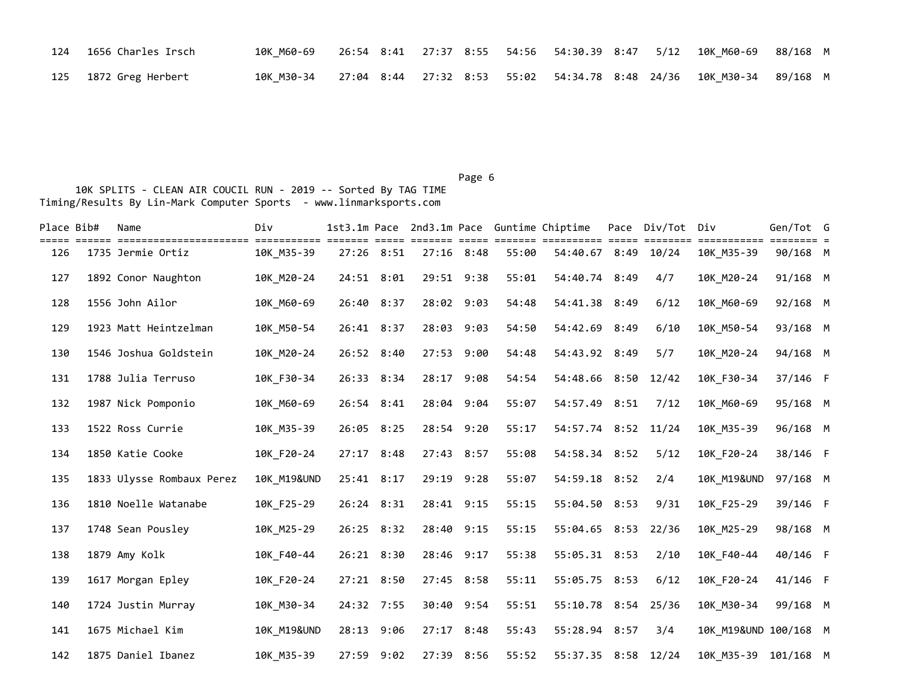| Place | Bib# | Name | Div | 1st3.1m | Pace | 2nd3.1m | Pace | Guntime | Chiptime | Pace | Div/Tot | Div | Gen/Tot | G |
|---|---|---|---|---|---|---|---|---|---|---|---|---|---|---|
| 124 | 1656 | Charles Irsch | 10K_M60-69 | 26:54 | 8:41 | 27:37 | 8:55 | 54:56 | 54:30.39 | 8:47 | 5/12 | 10K_M60-69 | 88/168 | M |
| 125 | 1872 | Greg Herbert | 10K_M30-34 | 27:04 | 8:44 | 27:32 | 8:53 | 55:02 | 54:34.78 | 8:48 | 24/36 | 10K_M30-34 | 89/168 | M |

10K SPLITS - CLEAN AIR COUCIL RUN - 2019 -- Sorted By TAG TIME
Timing/Results By Lin-Mark Computer Sports - www.linmarksports.com

| Place | Bib# | Name | Div | 1st3.1m | Pace | 2nd3.1m | Pace | Guntime | Chiptime | Pace | Div/Tot | Div | Gen/Tot | G |
|---|---|---|---|---|---|---|---|---|---|---|---|---|---|---|
| 126 | 1735 | Jermie Ortiz | 10K_M35-39 | 27:26 | 8:51 | 27:16 | 8:48 | 55:00 | 54:40.67 | 8:49 | 10/24 | 10K_M35-39 | 90/168 | M |
| 127 | 1892 | Conor Naughton | 10K_M20-24 | 24:51 | 8:01 | 29:51 | 9:38 | 55:01 | 54:40.74 | 8:49 | 4/7 | 10K_M20-24 | 91/168 | M |
| 128 | 1556 | John Ailor | 10K_M60-69 | 26:40 | 8:37 | 28:02 | 9:03 | 54:48 | 54:41.38 | 8:49 | 6/12 | 10K_M60-69 | 92/168 | M |
| 129 | 1923 | Matt Heintzelman | 10K_M50-54 | 26:41 | 8:37 | 28:03 | 9:03 | 54:50 | 54:42.69 | 8:49 | 6/10 | 10K_M50-54 | 93/168 | M |
| 130 | 1546 | Joshua Goldstein | 10K_M20-24 | 26:52 | 8:40 | 27:53 | 9:00 | 54:48 | 54:43.92 | 8:49 | 5/7 | 10K_M20-24 | 94/168 | M |
| 131 | 1788 | Julia Terruso | 10K_F30-34 | 26:33 | 8:34 | 28:17 | 9:08 | 54:54 | 54:48.66 | 8:50 | 12/42 | 10K_F30-34 | 37/146 | F |
| 132 | 1987 | Nick Pomponio | 10K_M60-69 | 26:54 | 8:41 | 28:04 | 9:04 | 55:07 | 54:57.49 | 8:51 | 7/12 | 10K_M60-69 | 95/168 | M |
| 133 | 1522 | Ross Currie | 10K_M35-39 | 26:05 | 8:25 | 28:54 | 9:20 | 55:17 | 54:57.74 | 8:52 | 11/24 | 10K_M35-39 | 96/168 | M |
| 134 | 1850 | Katie Cooke | 10K_F20-24 | 27:17 | 8:48 | 27:43 | 8:57 | 55:08 | 54:58.34 | 8:52 | 5/12 | 10K_F20-24 | 38/146 | F |
| 135 | 1833 | Ulysse Rombaux Perez | 10K_M19&UND | 25:41 | 8:17 | 29:19 | 9:28 | 55:07 | 54:59.18 | 8:52 | 2/4 | 10K_M19&UND | 97/168 | M |
| 136 | 1810 | Noelle Watanabe | 10K_F25-29 | 26:24 | 8:31 | 28:41 | 9:15 | 55:15 | 55:04.50 | 8:53 | 9/31 | 10K_F25-29 | 39/146 | F |
| 137 | 1748 | Sean Pousley | 10K_M25-29 | 26:25 | 8:32 | 28:40 | 9:15 | 55:15 | 55:04.65 | 8:53 | 22/36 | 10K_M25-29 | 98/168 | M |
| 138 | 1879 | Amy Kolk | 10K_F40-44 | 26:21 | 8:30 | 28:46 | 9:17 | 55:38 | 55:05.31 | 8:53 | 2/10 | 10K_F40-44 | 40/146 | F |
| 139 | 1617 | Morgan Epley | 10K_F20-24 | 27:21 | 8:50 | 27:45 | 8:58 | 55:11 | 55:05.75 | 8:53 | 6/12 | 10K_F20-24 | 41/146 | F |
| 140 | 1724 | Justin Murray | 10K_M30-34 | 24:32 | 7:55 | 30:40 | 9:54 | 55:51 | 55:10.78 | 8:54 | 25/36 | 10K_M30-34 | 99/168 | M |
| 141 | 1675 | Michael Kim | 10K_M19&UND | 28:13 | 9:06 | 27:17 | 8:48 | 55:43 | 55:28.94 | 8:57 | 3/4 | 10K_M19&UND | 100/168 | M |
| 142 | 1875 | Daniel Ibanez | 10K_M35-39 | 27:59 | 9:02 | 27:39 | 8:56 | 55:52 | 55:37.35 | 8:58 | 12/24 | 10K_M35-39 | 101/168 | M |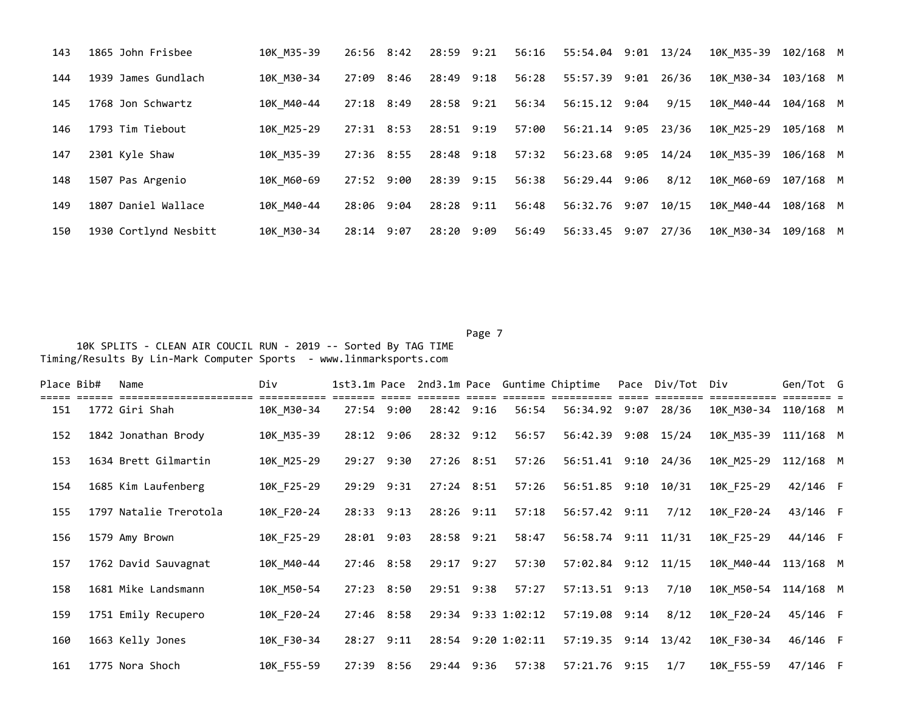| Place | Bib# | Name | Div | 1st3.1m | Pace | 2nd3.1m | Pace | Guntime | Chiptime | Pace | Div/Tot | Div | Gen/Tot | G |
|---|---|---|---|---|---|---|---|---|---|---|---|---|---|---|
| 143 | 1865 | John Frisbee | 10K_M35-39 | 26:56 | 8:42 | 28:59 | 9:21 | 56:16 | 55:54.04 | 9:01 | 13/24 | 10K_M35-39 | 102/168 | M |
| 144 | 1939 | James Gundlach | 10K_M30-34 | 27:09 | 8:46 | 28:49 | 9:18 | 56:28 | 55:57.39 | 9:01 | 26/36 | 10K_M30-34 | 103/168 | M |
| 145 | 1768 | Jon Schwartz | 10K_M40-44 | 27:18 | 8:49 | 28:58 | 9:21 | 56:34 | 56:15.12 | 9:04 | 9/15 | 10K_M40-44 | 104/168 | M |
| 146 | 1793 | Tim Tiebout | 10K_M25-29 | 27:31 | 8:53 | 28:51 | 9:19 | 57:00 | 56:21.14 | 9:05 | 23/36 | 10K_M25-29 | 105/168 | M |
| 147 | 2301 | Kyle Shaw | 10K_M35-39 | 27:36 | 8:55 | 28:48 | 9:18 | 57:32 | 56:23.68 | 9:05 | 14/24 | 10K_M35-39 | 106/168 | M |
| 148 | 1507 | Pas Argenio | 10K_M60-69 | 27:52 | 9:00 | 28:39 | 9:15 | 56:38 | 56:29.44 | 9:06 | 8/12 | 10K_M60-69 | 107/168 | M |
| 149 | 1807 | Daniel Wallace | 10K_M40-44 | 28:06 | 9:04 | 28:28 | 9:11 | 56:48 | 56:32.76 | 9:07 | 10/15 | 10K_M40-44 | 108/168 | M |
| 150 | 1930 | Cortlynd Nesbitt | 10K_M30-34 | 28:14 | 9:07 | 28:20 | 9:09 | 56:49 | 56:33.45 | 9:07 | 27/36 | 10K_M30-34 | 109/168 | M |

10K SPLITS - CLEAN AIR COUCIL RUN - 2019 -- Sorted By TAG TIME
Timing/Results By Lin-Mark Computer Sports - www.linmarksports.com

| Place | Bib# | Name | Div | 1st3.1m | Pace | 2nd3.1m | Pace | Guntime | Chiptime | Pace | Div/Tot | Div | Gen/Tot | G |
|---|---|---|---|---|---|---|---|---|---|---|---|---|---|---|
| 151 | 1772 | Giri Shah | 10K_M30-34 | 27:54 | 9:00 | 28:42 | 9:16 | 56:54 | 56:34.92 | 9:07 | 28/36 | 10K_M30-34 | 110/168 | M |
| 152 | 1842 | Jonathan Brody | 10K_M35-39 | 28:12 | 9:06 | 28:32 | 9:12 | 56:57 | 56:42.39 | 9:08 | 15/24 | 10K_M35-39 | 111/168 | M |
| 153 | 1634 | Brett Gilmartin | 10K_M25-29 | 29:27 | 9:30 | 27:26 | 8:51 | 57:26 | 56:51.41 | 9:10 | 24/36 | 10K_M25-29 | 112/168 | M |
| 154 | 1685 | Kim Laufenberg | 10K_F25-29 | 29:29 | 9:31 | 27:24 | 8:51 | 57:26 | 56:51.85 | 9:10 | 10/31 | 10K_F25-29 | 42/146 | F |
| 155 | 1797 | Natalie Trerotola | 10K_F20-24 | 28:33 | 9:13 | 28:26 | 9:11 | 57:18 | 56:57.42 | 9:11 | 7/12 | 10K_F20-24 | 43/146 | F |
| 156 | 1579 | Amy Brown | 10K_F25-29 | 28:01 | 9:03 | 28:58 | 9:21 | 58:47 | 56:58.74 | 9:11 | 11/31 | 10K_F25-29 | 44/146 | F |
| 157 | 1762 | David Sauvagnat | 10K_M40-44 | 27:46 | 8:58 | 29:17 | 9:27 | 57:30 | 57:02.84 | 9:12 | 11/15 | 10K_M40-44 | 113/168 | M |
| 158 | 1681 | Mike Landsmann | 10K_M50-54 | 27:23 | 8:50 | 29:51 | 9:38 | 57:27 | 57:13.51 | 9:13 | 7/10 | 10K_M50-54 | 114/168 | M |
| 159 | 1751 | Emily Recupero | 10K_F20-24 | 27:46 | 8:58 | 29:34 | 9:33 | 1:02:12 | 57:19.08 | 9:14 | 8/12 | 10K_F20-24 | 45/146 | F |
| 160 | 1663 | Kelly Jones | 10K_F30-34 | 28:27 | 9:11 | 28:54 | 9:20 | 1:02:11 | 57:19.35 | 9:14 | 13/42 | 10K_F30-34 | 46/146 | F |
| 161 | 1775 | Nora Shoch | 10K_F55-59 | 27:39 | 8:56 | 29:44 | 9:36 | 57:38 | 57:21.76 | 9:15 | 1/7 | 10K_F55-59 | 47/146 | F |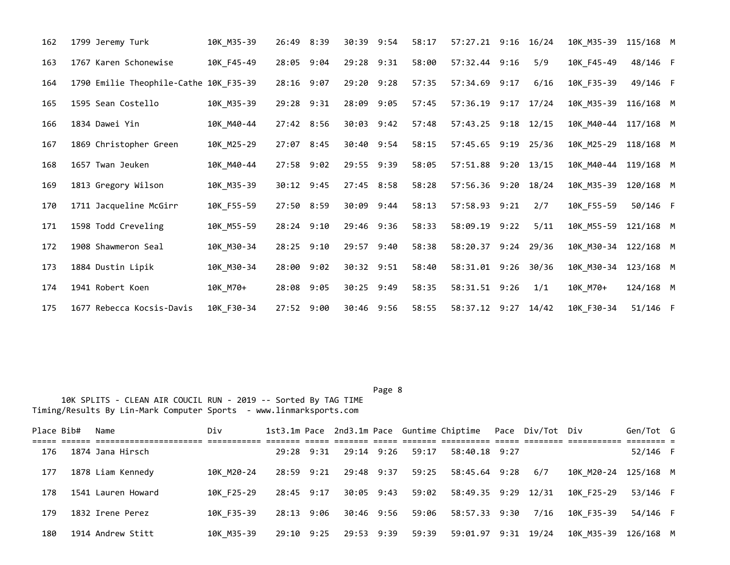| Place | Bib# | Name | Div | 1st3.1m | Pace | 2nd3.1m | Pace | Guntime | Chiptime | Pace | Div/Tot | Div | Gen/Tot | G |
|---|---|---|---|---|---|---|---|---|---|---|---|---|---|---|
| 162 | 1799 | Jeremy Turk | 10K_M35-39 | 26:49 | 8:39 | 30:39 | 9:54 | 58:17 | 57:27.21 | 9:16 | 16/24 | 10K_M35-39 | 115/168 | M |
| 163 | 1767 | Karen Schonewise | 10K_F45-49 | 28:05 | 9:04 | 29:28 | 9:31 | 58:00 | 57:32.44 | 9:16 | 5/9 | 10K_F45-49 | 48/146 | F |
| 164 | 1790 | Emilie Theophile-Cathe | 10K_F35-39 | 28:16 | 9:07 | 29:20 | 9:28 | 57:35 | 57:34.69 | 9:17 | 6/16 | 10K_F35-39 | 49/146 | F |
| 165 | 1595 | Sean Costello | 10K_M35-39 | 29:28 | 9:31 | 28:09 | 9:05 | 57:45 | 57:36.19 | 9:17 | 17/24 | 10K_M35-39 | 116/168 | M |
| 166 | 1834 | Dawei Yin | 10K_M40-44 | 27:42 | 8:56 | 30:03 | 9:42 | 57:48 | 57:43.25 | 9:18 | 12/15 | 10K_M40-44 | 117/168 | M |
| 167 | 1869 | Christopher Green | 10K_M25-29 | 27:07 | 8:45 | 30:40 | 9:54 | 58:15 | 57:45.65 | 9:19 | 25/36 | 10K_M25-29 | 118/168 | M |
| 168 | 1657 | Twan Jeuken | 10K_M40-44 | 27:58 | 9:02 | 29:55 | 9:39 | 58:05 | 57:51.88 | 9:20 | 13/15 | 10K_M40-44 | 119/168 | M |
| 169 | 1813 | Gregory Wilson | 10K_M35-39 | 30:12 | 9:45 | 27:45 | 8:58 | 58:28 | 57:56.36 | 9:20 | 18/24 | 10K_M35-39 | 120/168 | M |
| 170 | 1711 | Jacqueline McGirr | 10K_F55-59 | 27:50 | 8:59 | 30:09 | 9:44 | 58:13 | 57:58.93 | 9:21 | 2/7 | 10K_F55-59 | 50/146 | F |
| 171 | 1598 | Todd Creveling | 10K_M55-59 | 28:24 | 9:10 | 29:46 | 9:36 | 58:33 | 58:09.19 | 9:22 | 5/11 | 10K_M55-59 | 121/168 | M |
| 172 | 1908 | Shawmeron Seal | 10K_M30-34 | 28:25 | 9:10 | 29:57 | 9:40 | 58:38 | 58:20.37 | 9:24 | 29/36 | 10K_M30-34 | 122/168 | M |
| 173 | 1884 | Dustin Lipik | 10K_M30-34 | 28:00 | 9:02 | 30:32 | 9:51 | 58:40 | 58:31.01 | 9:26 | 30/36 | 10K_M30-34 | 123/168 | M |
| 174 | 1941 | Robert Koen | 10K_M70+ | 28:08 | 9:05 | 30:25 | 9:49 | 58:35 | 58:31.51 | 9:26 | 1/1 | 10K_M70+ | 124/168 | M |
| 175 | 1677 | Rebecca Kocsis-Davis | 10K_F30-34 | 27:52 | 9:00 | 30:46 | 9:56 | 58:55 | 58:37.12 | 9:27 | 14/42 | 10K_F30-34 | 51/146 | F |

10K SPLITS - CLEAN AIR COUCIL RUN - 2019 -- Sorted By TAG TIME
Timing/Results By Lin-Mark Computer Sports - www.linmarksports.com

| Place | Bib# | Name | Div | 1st3.1m | Pace | 2nd3.1m | Pace | Guntime | Chiptime | Pace | Div/Tot | Div | Gen/Tot | G |
|---|---|---|---|---|---|---|---|---|---|---|---|---|---|---|
| 176 | 1874 | Jana Hirsch | | 29:28 | 9:31 | 29:14 | 9:26 | 59:17 | 58:40.18 | 9:27 | | | 52/146 | F |
| 177 | 1878 | Liam Kennedy | 10K_M20-24 | 28:59 | 9:21 | 29:48 | 9:37 | 59:25 | 58:45.64 | 9:28 | 6/7 | 10K_M20-24 | 125/168 | M |
| 178 | 1541 | Lauren Howard | 10K_F25-29 | 28:45 | 9:17 | 30:05 | 9:43 | 59:02 | 58:49.35 | 9:29 | 12/31 | 10K_F25-29 | 53/146 | F |
| 179 | 1832 | Irene Perez | 10K_F35-39 | 28:13 | 9:06 | 30:46 | 9:56 | 59:06 | 58:57.33 | 9:30 | 7/16 | 10K_F35-39 | 54/146 | F |
| 180 | 1914 | Andrew Stitt | 10K_M35-39 | 29:10 | 9:25 | 29:53 | 9:39 | 59:39 | 59:01.97 | 9:31 | 19/24 | 10K_M35-39 | 126/168 | M |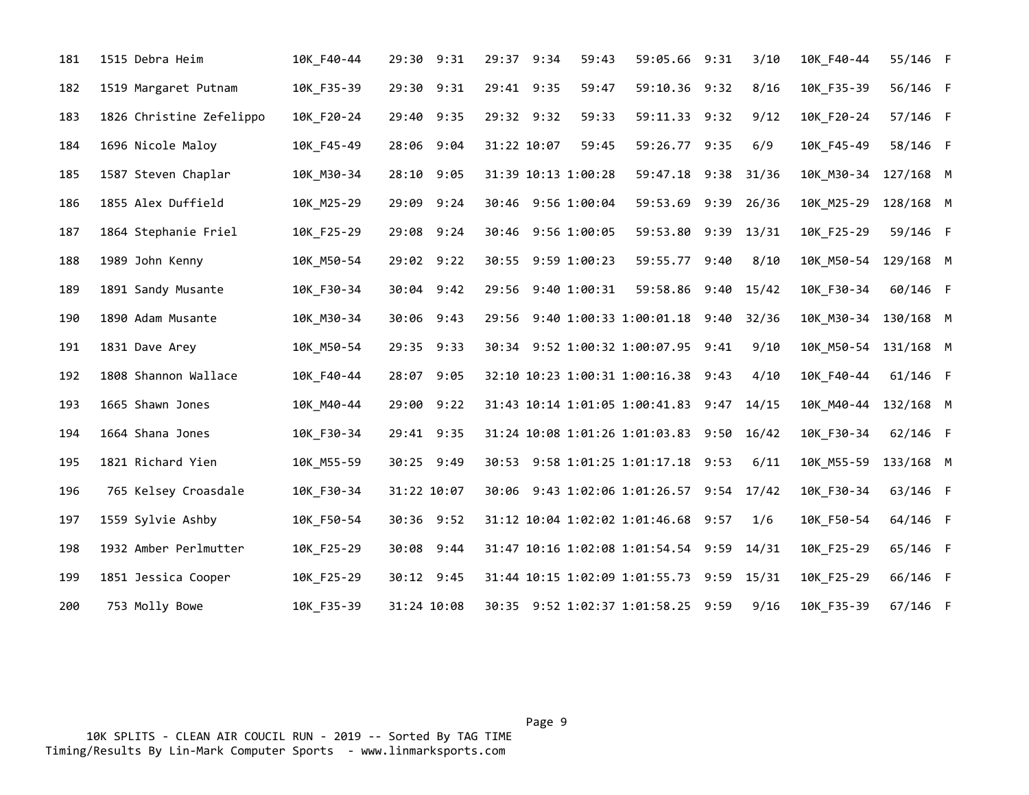| Place | Bib | Name | Division | Split 1 | Pace | Split 2 | Pace | Gun Time | Tag Time | Pace | Div Place | Division | Sex Place | Sex |
|---|---|---|---|---|---|---|---|---|---|---|---|---|---|---|
| 181 | 1515 | Debra Heim | 10K_F40-44 | 29:30 | 9:31 | 29:37 | 9:34 | 59:43 | 59:05.66 | 9:31 | 3/10 | 10K_F40-44 | 55/146 | F |
| 182 | 1519 | Margaret Putnam | 10K_F35-39 | 29:30 | 9:31 | 29:41 | 9:35 | 59:47 | 59:10.36 | 9:32 | 8/16 | 10K_F35-39 | 56/146 | F |
| 183 | 1826 | Christine Zefelippo | 10K_F20-24 | 29:40 | 9:35 | 29:32 | 9:32 | 59:33 | 59:11.33 | 9:32 | 9/12 | 10K_F20-24 | 57/146 | F |
| 184 | 1696 | Nicole Maloy | 10K_F45-49 | 28:06 | 9:04 | 31:22 | 10:07 | 59:45 | 59:26.77 | 9:35 | 6/9 | 10K_F45-49 | 58/146 | F |
| 185 | 1587 | Steven Chaplar | 10K_M30-34 | 28:10 | 9:05 | 31:39 | 10:13 | 1:00:28 | 59:47.18 | 9:38 | 31/36 | 10K_M30-34 | 127/168 | M |
| 186 | 1855 | Alex Duffield | 10K_M25-29 | 29:09 | 9:24 | 30:46 | 9:56 | 1:00:04 | 59:53.69 | 9:39 | 26/36 | 10K_M25-29 | 128/168 | M |
| 187 | 1864 | Stephanie Friel | 10K_F25-29 | 29:08 | 9:24 | 30:46 | 9:56 | 1:00:05 | 59:53.80 | 9:39 | 13/31 | 10K_F25-29 | 59/146 | F |
| 188 | 1989 | John Kenny | 10K_M50-54 | 29:02 | 9:22 | 30:55 | 9:59 | 1:00:23 | 59:55.77 | 9:40 | 8/10 | 10K_M50-54 | 129/168 | M |
| 189 | 1891 | Sandy Musante | 10K_F30-34 | 30:04 | 9:42 | 29:56 | 9:40 | 1:00:31 | 59:58.86 | 9:40 | 15/42 | 10K_F30-34 | 60/146 | F |
| 190 | 1890 | Adam Musante | 10K_M30-34 | 30:06 | 9:43 | 29:56 | 9:40 | 1:00:33 | 1:00:01.18 | 9:40 | 32/36 | 10K_M30-34 | 130/168 | M |
| 191 | 1831 | Dave Arey | 10K_M50-54 | 29:35 | 9:33 | 30:34 | 9:52 | 1:00:32 | 1:00:07.95 | 9:41 | 9/10 | 10K_M50-54 | 131/168 | M |
| 192 | 1808 | Shannon Wallace | 10K_F40-44 | 28:07 | 9:05 | 32:10 | 10:23 | 1:00:31 | 1:00:16.38 | 9:43 | 4/10 | 10K_F40-44 | 61/146 | F |
| 193 | 1665 | Shawn Jones | 10K_M40-44 | 29:00 | 9:22 | 31:43 | 10:14 | 1:01:05 | 1:00:41.83 | 9:47 | 14/15 | 10K_M40-44 | 132/168 | M |
| 194 | 1664 | Shana Jones | 10K_F30-34 | 29:41 | 9:35 | 31:24 | 10:08 | 1:01:26 | 1:01:03.83 | 9:50 | 16/42 | 10K_F30-34 | 62/146 | F |
| 195 | 1821 | Richard Yien | 10K_M55-59 | 30:25 | 9:49 | 30:53 | 9:58 | 1:01:25 | 1:01:17.18 | 9:53 | 6/11 | 10K_M55-59 | 133/168 | M |
| 196 | 765 | Kelsey Croasdale | 10K_F30-34 | 31:22 | 10:07 | 30:06 | 9:43 | 1:02:06 | 1:01:26.57 | 9:54 | 17/42 | 10K_F30-34 | 63/146 | F |
| 197 | 1559 | Sylvie Ashby | 10K_F50-54 | 30:36 | 9:52 | 31:12 | 10:04 | 1:02:02 | 1:01:46.68 | 9:57 | 1/6 | 10K_F50-54 | 64/146 | F |
| 198 | 1932 | Amber Perlmutter | 10K_F25-29 | 30:08 | 9:44 | 31:47 | 10:16 | 1:02:08 | 1:01:54.54 | 9:59 | 14/31 | 10K_F25-29 | 65/146 | F |
| 199 | 1851 | Jessica Cooper | 10K_F25-29 | 30:12 | 9:45 | 31:44 | 10:15 | 1:02:09 | 1:01:55.73 | 9:59 | 15/31 | 10K_F25-29 | 66/146 | F |
| 200 | 753 | Molly Bowe | 10K_F35-39 | 31:24 | 10:08 | 30:35 | 9:52 | 1:02:37 | 1:01:58.25 | 9:59 | 9/16 | 10K_F35-39 | 67/146 | F |

10K SPLITS - CLEAN AIR COUCIL RUN - 2019 -- Sorted By TAG TIME
Timing/Results By Lin-Mark Computer Sports - www.linmarksports.com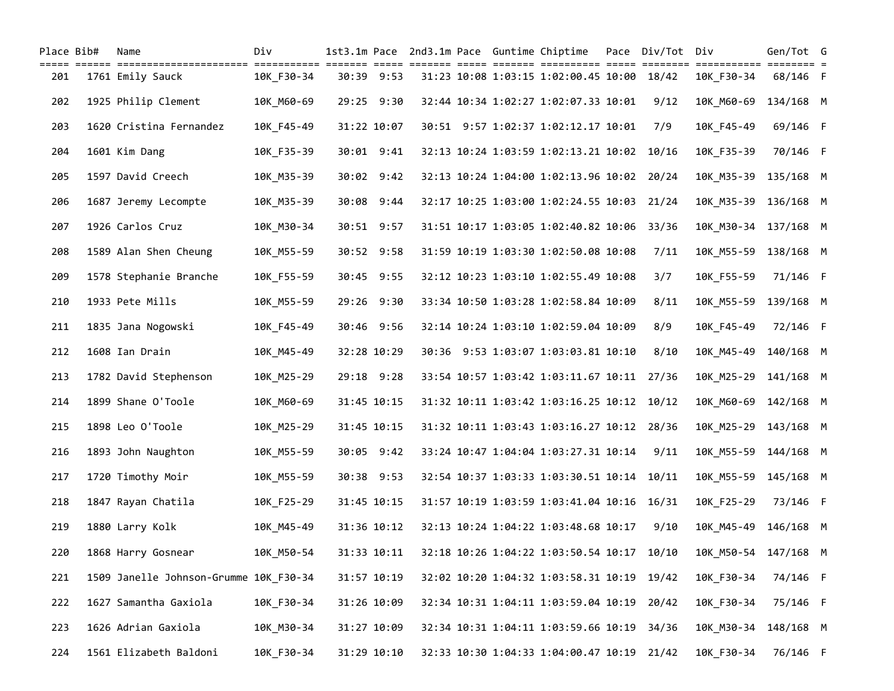| Place | Bib# | Name | Div | 1st3.1m | Pace | 2nd3.1m | Pace | Guntime | Chiptime | Pace | Div/Tot | Div | Gen/Tot | G |
|---|---|---|---|---|---|---|---|---|---|---|---|---|---|---|
| 201 | 1761 | Emily Sauck | 10K_F30-34 | 30:39 | 9:53 | 31:23 | 10:08 | 1:03:15 | 1:02:00.45 | 10:00 | 18/42 | 10K_F30-34 | 68/146 | F |
| 202 | 1925 | Philip Clement | 10K_M60-69 | 29:25 | 9:30 | 32:44 | 10:34 | 1:02:27 | 1:02:07.33 | 10:01 | 9/12 | 10K_M60-69 | 134/168 | M |
| 203 | 1620 | Cristina Fernandez | 10K_F45-49 | 31:22 | 10:07 | 30:51 | 9:57 | 1:02:37 | 1:02:12.17 | 10:01 | 7/9 | 10K_F45-49 | 69/146 | F |
| 204 | 1601 | Kim Dang | 10K_F35-39 | 30:01 | 9:41 | 32:13 | 10:24 | 1:03:59 | 1:02:13.21 | 10:02 | 10/16 | 10K_F35-39 | 70/146 | F |
| 205 | 1597 | David Creech | 10K_M35-39 | 30:02 | 9:42 | 32:13 | 10:24 | 1:04:00 | 1:02:13.96 | 10:02 | 20/24 | 10K_M35-39 | 135/168 | M |
| 206 | 1687 | Jeremy Lecompte | 10K_M35-39 | 30:08 | 9:44 | 32:17 | 10:25 | 1:03:00 | 1:02:24.55 | 10:03 | 21/24 | 10K_M35-39 | 136/168 | M |
| 207 | 1926 | Carlos Cruz | 10K_M30-34 | 30:51 | 9:57 | 31:51 | 10:17 | 1:03:05 | 1:02:40.82 | 10:06 | 33/36 | 10K_M30-34 | 137/168 | M |
| 208 | 1589 | Alan Shen Cheung | 10K_M55-59 | 30:52 | 9:58 | 31:59 | 10:19 | 1:03:30 | 1:02:50.08 | 10:08 | 7/11 | 10K_M55-59 | 138/168 | M |
| 209 | 1578 | Stephanie Branche | 10K_F55-59 | 30:45 | 9:55 | 32:12 | 10:23 | 1:03:10 | 1:02:55.49 | 10:08 | 3/7 | 10K_F55-59 | 71/146 | F |
| 210 | 1933 | Pete Mills | 10K_M55-59 | 29:26 | 9:30 | 33:34 | 10:50 | 1:03:28 | 1:02:58.84 | 10:09 | 8/11 | 10K_M55-59 | 139/168 | M |
| 211 | 1835 | Jana Nogowski | 10K_F45-49 | 30:46 | 9:56 | 32:14 | 10:24 | 1:03:10 | 1:02:59.04 | 10:09 | 8/9 | 10K_F45-49 | 72/146 | F |
| 212 | 1608 | Ian Drain | 10K_M45-49 | 32:28 | 10:29 | 30:36 | 9:53 | 1:03:07 | 1:03:03.81 | 10:10 | 8/10 | 10K_M45-49 | 140/168 | M |
| 213 | 1782 | David Stephenson | 10K_M25-29 | 29:18 | 9:28 | 33:54 | 10:57 | 1:03:42 | 1:03:11.67 | 10:11 | 27/36 | 10K_M25-29 | 141/168 | M |
| 214 | 1899 | Shane O'Toole | 10K_M60-69 | 31:45 | 10:15 | 31:32 | 10:11 | 1:03:42 | 1:03:16.25 | 10:12 | 10/12 | 10K_M60-69 | 142/168 | M |
| 215 | 1898 | Leo O'Toole | 10K_M25-29 | 31:45 | 10:15 | 31:32 | 10:11 | 1:03:43 | 1:03:16.27 | 10:12 | 28/36 | 10K_M25-29 | 143/168 | M |
| 216 | 1893 | John Naughton | 10K_M55-59 | 30:05 | 9:42 | 33:24 | 10:47 | 1:04:04 | 1:03:27.31 | 10:14 | 9/11 | 10K_M55-59 | 144/168 | M |
| 217 | 1720 | Timothy Moir | 10K_M55-59 | 30:38 | 9:53 | 32:54 | 10:37 | 1:03:33 | 1:03:30.51 | 10:14 | 10/11 | 10K_M55-59 | 145/168 | M |
| 218 | 1847 | Rayan Chatila | 10K_F25-29 | 31:45 | 10:15 | 31:57 | 10:19 | 1:03:59 | 1:03:41.04 | 10:16 | 16/31 | 10K_F25-29 | 73/146 | F |
| 219 | 1880 | Larry Kolk | 10K_M45-49 | 31:36 | 10:12 | 32:13 | 10:24 | 1:04:22 | 1:03:48.68 | 10:17 | 9/10 | 10K_M45-49 | 146/168 | M |
| 220 | 1868 | Harry Gosnear | 10K_M50-54 | 31:33 | 10:11 | 32:18 | 10:26 | 1:04:22 | 1:03:50.54 | 10:17 | 10/10 | 10K_M50-54 | 147/168 | M |
| 221 | 1509 | Janelle Johnson-Grumme | 10K_F30-34 | 31:57 | 10:19 | 32:02 | 10:20 | 1:04:32 | 1:03:58.31 | 10:19 | 19/42 | 10K_F30-34 | 74/146 | F |
| 222 | 1627 | Samantha Gaxiola | 10K_F30-34 | 31:26 | 10:09 | 32:34 | 10:31 | 1:04:11 | 1:03:59.04 | 10:19 | 20/42 | 10K_F30-34 | 75/146 | F |
| 223 | 1626 | Adrian Gaxiola | 10K_M30-34 | 31:27 | 10:09 | 32:34 | 10:31 | 1:04:11 | 1:03:59.66 | 10:19 | 34/36 | 10K_M30-34 | 148/168 | M |
| 224 | 1561 | Elizabeth Baldoni | 10K_F30-34 | 31:29 | 10:10 | 32:33 | 10:30 | 1:04:33 | 1:04:00.47 | 10:19 | 21/42 | 10K_F30-34 | 76/146 | F |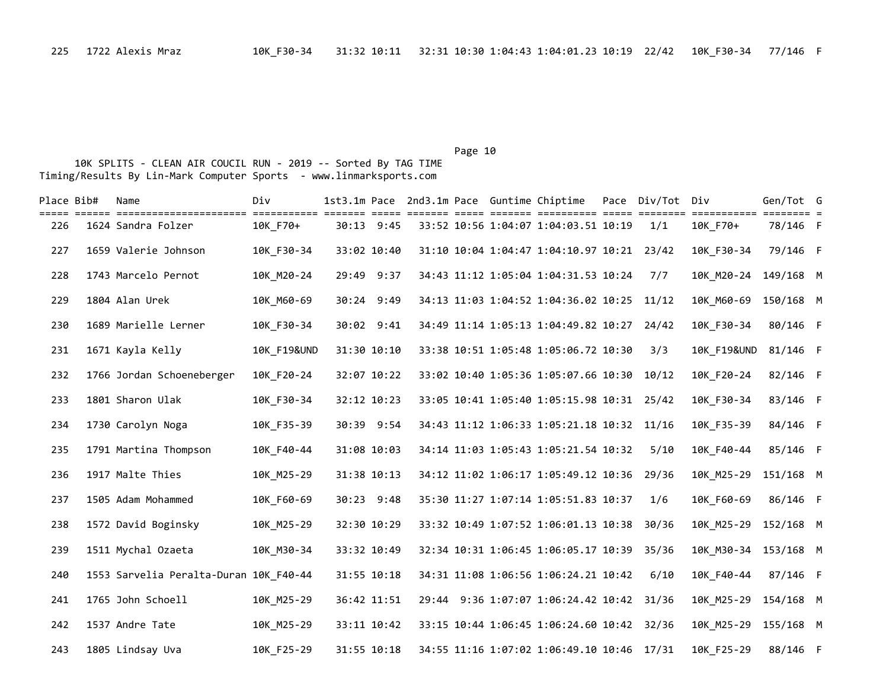| Place | Bib# | Name | Div | 1st3.1m | Pace | 2nd3.1m | Pace | Guntime | Chiptime | Pace | Div/Tot | Div | Gen/Tot | G |
|---|---|---|---|---|---|---|---|---|---|---|---|---|---|---|
| 225 | 1722 | Alexis Mraz | 10K_F30-34 | 31:32 | 10:11 | 32:31 | 10:30 | 1:04:43 | 1:04:01.23 | 10:19 | 22/42 | 10K_F30-34 | 77/146 | F |

10K SPLITS - CLEAN AIR COUCIL RUN - 2019 -- Sorted By TAG TIME
Timing/Results By Lin-Mark Computer Sports - www.linmarksports.com

| Place | Bib# | Name | Div | 1st3.1m | Pace | 2nd3.1m | Pace | Guntime | Chiptime | Pace | Div/Tot | Div | Gen/Tot | G |
|---|---|---|---|---|---|---|---|---|---|---|---|---|---|---|
| 226 | 1624 | Sandra Folzer | 10K_F70+ | 30:13 | 9:45 | 33:52 | 10:56 | 1:04:07 | 1:04:03.51 | 10:19 | 1/1 | 10K_F70+ | 78/146 | F |
| 227 | 1659 | Valerie Johnson | 10K_F30-34 | 33:02 | 10:40 | 31:10 | 10:04 | 1:04:47 | 1:04:10.97 | 10:21 | 23/42 | 10K_F30-34 | 79/146 | F |
| 228 | 1743 | Marcelo Pernot | 10K_M20-24 | 29:49 | 9:37 | 34:43 | 11:12 | 1:05:04 | 1:04:31.53 | 10:24 | 7/7 | 10K_M20-24 | 149/168 | M |
| 229 | 1804 | Alan Urek | 10K_M60-69 | 30:24 | 9:49 | 34:13 | 11:03 | 1:04:52 | 1:04:36.02 | 10:25 | 11/12 | 10K_M60-69 | 150/168 | M |
| 230 | 1689 | Marielle Lerner | 10K_F30-34 | 30:02 | 9:41 | 34:49 | 11:14 | 1:05:13 | 1:04:49.82 | 10:27 | 24/42 | 10K_F30-34 | 80/146 | F |
| 231 | 1671 | Kayla Kelly | 10K_F19&UND | 31:30 | 10:10 | 33:38 | 10:51 | 1:05:48 | 1:05:06.72 | 10:30 | 3/3 | 10K_F19&UND | 81/146 | F |
| 232 | 1766 | Jordan Schoeneberger | 10K_F20-24 | 32:07 | 10:22 | 33:02 | 10:40 | 1:05:36 | 1:05:07.66 | 10:30 | 10/12 | 10K_F20-24 | 82/146 | F |
| 233 | 1801 | Sharon Ulak | 10K_F30-34 | 32:12 | 10:23 | 33:05 | 10:41 | 1:05:40 | 1:05:15.98 | 10:31 | 25/42 | 10K_F30-34 | 83/146 | F |
| 234 | 1730 | Carolyn Noga | 10K_F35-39 | 30:39 | 9:54 | 34:43 | 11:12 | 1:06:33 | 1:05:21.18 | 10:32 | 11/16 | 10K_F35-39 | 84/146 | F |
| 235 | 1791 | Martina Thompson | 10K_F40-44 | 31:08 | 10:03 | 34:14 | 11:03 | 1:05:43 | 1:05:21.54 | 10:32 | 5/10 | 10K_F40-44 | 85/146 | F |
| 236 | 1917 | Malte Thies | 10K_M25-29 | 31:38 | 10:13 | 34:12 | 11:02 | 1:06:17 | 1:05:49.12 | 10:36 | 29/36 | 10K_M25-29 | 151/168 | M |
| 237 | 1505 | Adam Mohammed | 10K_F60-69 | 30:23 | 9:48 | 35:30 | 11:27 | 1:07:14 | 1:05:51.83 | 10:37 | 1/6 | 10K_F60-69 | 86/146 | F |
| 238 | 1572 | David Boginsky | 10K_M25-29 | 32:30 | 10:29 | 33:32 | 10:49 | 1:07:52 | 1:06:01.13 | 10:38 | 30/36 | 10K_M25-29 | 152/168 | M |
| 239 | 1511 | Mychal Ozaeta | 10K_M30-34 | 33:32 | 10:49 | 32:34 | 10:31 | 1:06:45 | 1:06:05.17 | 10:39 | 35/36 | 10K_M30-34 | 153/168 | M |
| 240 | 1553 | Sarvelia Peralta-Duran | 10K_F40-44 | 31:55 | 10:18 | 34:31 | 11:08 | 1:06:56 | 1:06:24.21 | 10:42 | 6/10 | 10K_F40-44 | 87/146 | F |
| 241 | 1765 | John Schoell | 10K_M25-29 | 36:42 | 11:51 | 29:44 | 9:36 | 1:07:07 | 1:06:24.42 | 10:42 | 31/36 | 10K_M25-29 | 154/168 | M |
| 242 | 1537 | Andre Tate | 10K_M25-29 | 33:11 | 10:42 | 33:15 | 10:44 | 1:06:45 | 1:06:24.60 | 10:42 | 32/36 | 10K_M25-29 | 155/168 | M |
| 243 | 1805 | Lindsay Uva | 10K_F25-29 | 31:55 | 10:18 | 34:55 | 11:16 | 1:07:02 | 1:06:49.10 | 10:46 | 17/31 | 10K_F25-29 | 88/146 | F |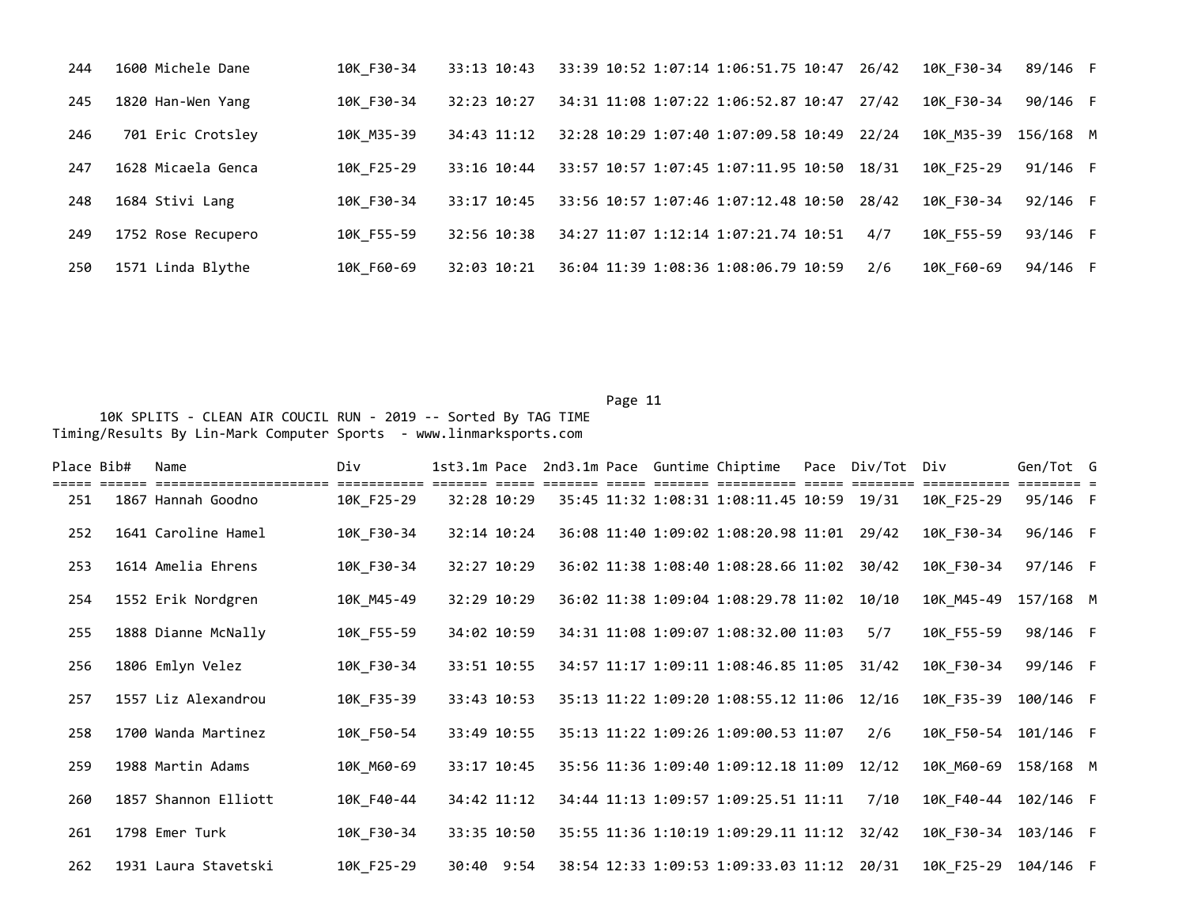| Place | Bib# | Name | Div | 1st3.1m | Pace | 2nd3.1m | Pace | Guntime | Chiptime | Pace | Div/Tot | Div | Gen/Tot | G |
|---|---|---|---|---|---|---|---|---|---|---|---|---|---|---|
| 244 | 1600 | Michele Dane | 10K_F30-34 | 33:13 | 10:43 | 33:39 | 10:52 | 1:07:14 | 1:06:51.75 | 10:47 | 26/42 | 10K_F30-34 | 89/146 | F |
| 245 | 1820 | Han-Wen Yang | 10K_F30-34 | 32:23 | 10:27 | 34:31 | 11:08 | 1:07:22 | 1:06:52.87 | 10:47 | 27/42 | 10K_F30-34 | 90/146 | F |
| 246 | 701 | Eric Crotsley | 10K_M35-39 | 34:43 | 11:12 | 32:28 | 10:29 | 1:07:40 | 1:07:09.58 | 10:49 | 22/24 | 10K_M35-39 | 156/168 | M |
| 247 | 1628 | Micaela Genca | 10K_F25-29 | 33:16 | 10:44 | 33:57 | 10:57 | 1:07:45 | 1:07:11.95 | 10:50 | 18/31 | 10K_F25-29 | 91/146 | F |
| 248 | 1684 | Stivi Lang | 10K_F30-34 | 33:17 | 10:45 | 33:56 | 10:57 | 1:07:46 | 1:07:12.48 | 10:50 | 28/42 | 10K_F30-34 | 92/146 | F |
| 249 | 1752 | Rose Recupero | 10K_F55-59 | 32:56 | 10:38 | 34:27 | 11:07 | 1:12:14 | 1:07:21.74 | 10:51 | 4/7 | 10K_F55-59 | 93/146 | F |
| 250 | 1571 | Linda Blythe | 10K_F60-69 | 32:03 | 10:21 | 36:04 | 11:39 | 1:08:36 | 1:08:06.79 | 10:59 | 2/6 | 10K_F60-69 | 94/146 | F |

10K SPLITS - CLEAN AIR COUCIL RUN - 2019 -- Sorted By TAG TIME
Timing/Results By Lin-Mark Computer Sports - www.linmarksports.com

| Place | Bib# | Name | Div | 1st3.1m | Pace | 2nd3.1m | Pace | Guntime | Chiptime | Pace | Div/Tot | Div | Gen/Tot | G |
|---|---|---|---|---|---|---|---|---|---|---|---|---|---|---|
| 251 | 1867 | Hannah Goodno | 10K_F25-29 | 32:28 | 10:29 | 35:45 | 11:32 | 1:08:31 | 1:08:11.45 | 10:59 | 19/31 | 10K_F25-29 | 95/146 | F |
| 252 | 1641 | Caroline Hamel | 10K_F30-34 | 32:14 | 10:24 | 36:08 | 11:40 | 1:09:02 | 1:08:20.98 | 11:01 | 29/42 | 10K_F30-34 | 96/146 | F |
| 253 | 1614 | Amelia Ehrens | 10K_F30-34 | 32:27 | 10:29 | 36:02 | 11:38 | 1:08:40 | 1:08:28.66 | 11:02 | 30/42 | 10K_F30-34 | 97/146 | F |
| 254 | 1552 | Erik Nordgren | 10K_M45-49 | 32:29 | 10:29 | 36:02 | 11:38 | 1:09:04 | 1:08:29.78 | 11:02 | 10/10 | 10K_M45-49 | 157/168 | M |
| 255 | 1888 | Dianne McNally | 10K_F55-59 | 34:02 | 10:59 | 34:31 | 11:08 | 1:09:07 | 1:08:32.00 | 11:03 | 5/7 | 10K_F55-59 | 98/146 | F |
| 256 | 1806 | Emlyn Velez | 10K_F30-34 | 33:51 | 10:55 | 34:57 | 11:17 | 1:09:11 | 1:08:46.85 | 11:05 | 31/42 | 10K_F30-34 | 99/146 | F |
| 257 | 1557 | Liz Alexandrou | 10K_F35-39 | 33:43 | 10:53 | 35:13 | 11:22 | 1:09:20 | 1:08:55.12 | 11:06 | 12/16 | 10K_F35-39 | 100/146 | F |
| 258 | 1700 | Wanda Martinez | 10K_F50-54 | 33:49 | 10:55 | 35:13 | 11:22 | 1:09:26 | 1:09:00.53 | 11:07 | 2/6 | 10K_F50-54 | 101/146 | F |
| 259 | 1988 | Martin Adams | 10K_M60-69 | 33:17 | 10:45 | 35:56 | 11:36 | 1:09:40 | 1:09:12.18 | 11:09 | 12/12 | 10K_M60-69 | 158/168 | M |
| 260 | 1857 | Shannon Elliott | 10K_F40-44 | 34:42 | 11:12 | 34:44 | 11:13 | 1:09:57 | 1:09:25.51 | 11:11 | 7/10 | 10K_F40-44 | 102/146 | F |
| 261 | 1798 | Emer Turk | 10K_F30-34 | 33:35 | 10:50 | 35:55 | 11:36 | 1:10:19 | 1:09:29.11 | 11:12 | 32/42 | 10K_F30-34 | 103/146 | F |
| 262 | 1931 | Laura Stavetski | 10K_F25-29 | 30:40 | 9:54 | 38:54 | 12:33 | 1:09:53 | 1:09:33.03 | 11:12 | 20/31 | 10K_F25-29 | 104/146 | F |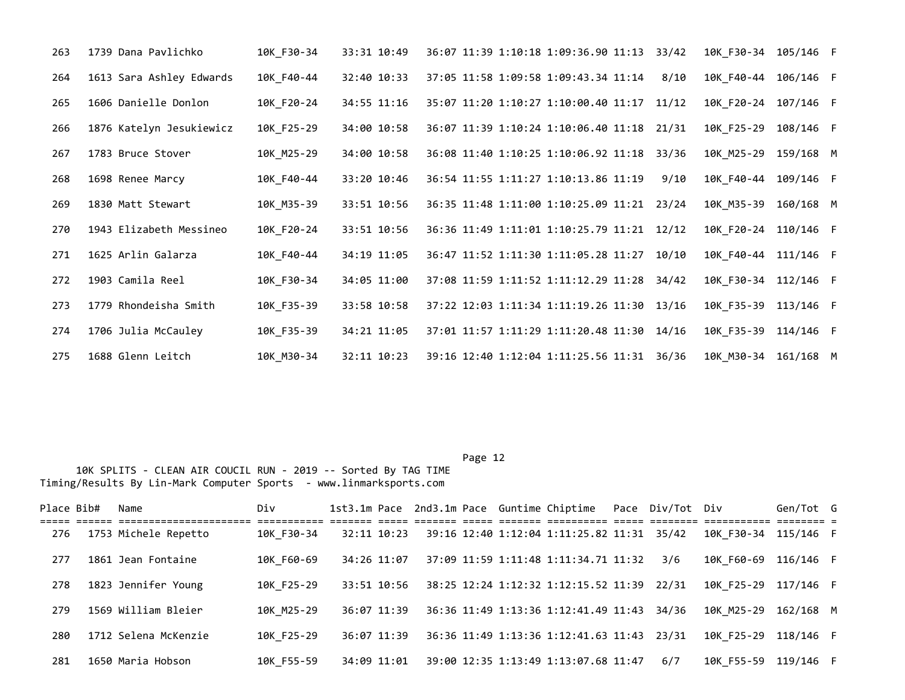| Place | Bib# | Name | Div | 1st3.1m | Pace | 2nd3.1m | Pace | Guntime | Chiptime | Pace | Div/Tot | Div | Gen/Tot | G |
|---|---|---|---|---|---|---|---|---|---|---|---|---|---|---|
| 263 | 1739 | Dana Pavlichko | 10K_F30-34 | 33:31 | 10:49 | 36:07 | 11:39 | 1:10:18 | 1:09:36.90 | 11:13 | 33/42 | 10K_F30-34 | 105/146 | F |
| 264 | 1613 | Sara Ashley Edwards | 10K_F40-44 | 32:40 | 10:33 | 37:05 | 11:58 | 1:09:58 | 1:09:43.34 | 11:14 | 8/10 | 10K_F40-44 | 106/146 | F |
| 265 | 1606 | Danielle Donlon | 10K_F20-24 | 34:55 | 11:16 | 35:07 | 11:20 | 1:10:27 | 1:10:00.40 | 11:17 | 11/12 | 10K_F20-24 | 107/146 | F |
| 266 | 1876 | Katelyn Jesukiewicz | 10K_F25-29 | 34:00 | 10:58 | 36:07 | 11:39 | 1:10:24 | 1:10:06.40 | 11:18 | 21/31 | 10K_F25-29 | 108/146 | F |
| 267 | 1783 | Bruce Stover | 10K_M25-29 | 34:00 | 10:58 | 36:08 | 11:40 | 1:10:25 | 1:10:06.92 | 11:18 | 33/36 | 10K_M25-29 | 159/168 | M |
| 268 | 1698 | Renee Marcy | 10K_F40-44 | 33:20 | 10:46 | 36:54 | 11:55 | 1:11:27 | 1:10:13.86 | 11:19 | 9/10 | 10K_F40-44 | 109/146 | F |
| 269 | 1830 | Matt Stewart | 10K_M35-39 | 33:51 | 10:56 | 36:35 | 11:48 | 1:11:00 | 1:10:25.09 | 11:21 | 23/24 | 10K_M35-39 | 160/168 | M |
| 270 | 1943 | Elizabeth Messineo | 10K_F20-24 | 33:51 | 10:56 | 36:36 | 11:49 | 1:11:01 | 1:10:25.79 | 11:21 | 12/12 | 10K_F20-24 | 110/146 | F |
| 271 | 1625 | Arlin Galarza | 10K_F40-44 | 34:19 | 11:05 | 36:47 | 11:52 | 1:11:30 | 1:11:05.28 | 11:27 | 10/10 | 10K_F40-44 | 111/146 | F |
| 272 | 1903 | Camila Reel | 10K_F30-34 | 34:05 | 11:00 | 37:08 | 11:59 | 1:11:52 | 1:11:12.29 | 11:28 | 34/42 | 10K_F30-34 | 112/146 | F |
| 273 | 1779 | Rhondeisha Smith | 10K_F35-39 | 33:58 | 10:58 | 37:22 | 12:03 | 1:11:34 | 1:11:19.26 | 11:30 | 13/16 | 10K_F35-39 | 113/146 | F |
| 274 | 1706 | Julia McCauley | 10K_F35-39 | 34:21 | 11:05 | 37:01 | 11:57 | 1:11:29 | 1:11:20.48 | 11:30 | 14/16 | 10K_F35-39 | 114/146 | F |
| 275 | 1688 | Glenn Leitch | 10K_M30-34 | 32:11 | 10:23 | 39:16 | 12:40 | 1:12:04 | 1:11:25.56 | 11:31 | 36/36 | 10K_M30-34 | 161/168 | M |

10K SPLITS - CLEAN AIR COUCIL RUN - 2019 -- Sorted By TAG TIME
Timing/Results By Lin-Mark Computer Sports - www.linmarksports.com

| Place | Bib# | Name | Div | 1st3.1m | Pace | 2nd3.1m | Pace | Guntime | Chiptime | Pace | Div/Tot | Div | Gen/Tot | G |
|---|---|---|---|---|---|---|---|---|---|---|---|---|---|---|
| 276 | 1753 | Michele Repetto | 10K_F30-34 | 32:11 | 10:23 | 39:16 | 12:40 | 1:12:04 | 1:11:25.82 | 11:31 | 35/42 | 10K_F30-34 | 115/146 | F |
| 277 | 1861 | Jean Fontaine | 10K_F60-69 | 34:26 | 11:07 | 37:09 | 11:59 | 1:11:48 | 1:11:34.71 | 11:32 | 3/6 | 10K_F60-69 | 116/146 | F |
| 278 | 1823 | Jennifer Young | 10K_F25-29 | 33:51 | 10:56 | 38:25 | 12:24 | 1:12:32 | 1:12:15.52 | 11:39 | 22/31 | 10K_F25-29 | 117/146 | F |
| 279 | 1569 | William Bleier | 10K_M25-29 | 36:07 | 11:39 | 36:36 | 11:49 | 1:13:36 | 1:12:41.49 | 11:43 | 34/36 | 10K_M25-29 | 162/168 | M |
| 280 | 1712 | Selena McKenzie | 10K_F25-29 | 36:07 | 11:39 | 36:36 | 11:49 | 1:13:36 | 1:12:41.63 | 11:43 | 23/31 | 10K_F25-29 | 118/146 | F |
| 281 | 1650 | Maria Hobson | 10K_F55-59 | 34:09 | 11:01 | 39:00 | 12:35 | 1:13:49 | 1:13:07.68 | 11:47 | 6/7 | 10K_F55-59 | 119/146 | F |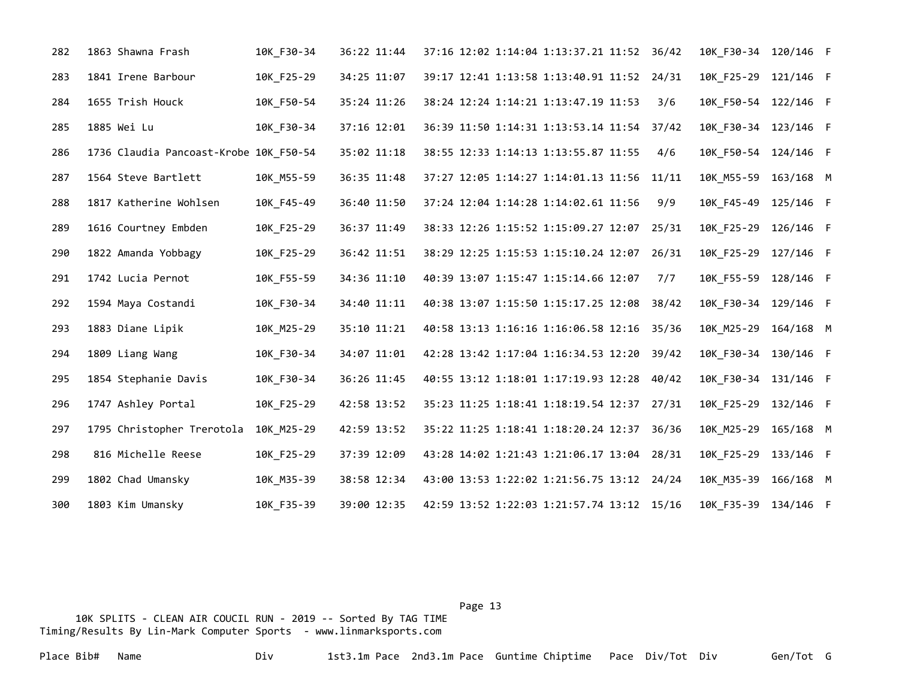| Place | Bib# | Name | Div | 1st3.1m | Pace | 2nd3.1m | Pace | Guntime | Chiptime | Pace | Div/Tot | Div | Gen/Tot | G |
|---|---|---|---|---|---|---|---|---|---|---|---|---|---|---|
| 282 | 1863 | Shawna Frash | 10K_F30-34 | 36:22 | 11:44 | 37:16 | 12:02 | 1:14:04 | 1:13:37.21 | 11:52 | 36/42 | 10K_F30-34 | 120/146 | F |
| 283 | 1841 | Irene Barbour | 10K_F25-29 | 34:25 | 11:07 | 39:17 | 12:41 | 1:13:58 | 1:13:40.91 | 11:52 | 24/31 | 10K_F25-29 | 121/146 | F |
| 284 | 1655 | Trish Houck | 10K_F50-54 | 35:24 | 11:26 | 38:24 | 12:24 | 1:14:21 | 1:13:47.19 | 11:53 | 3/6 | 10K_F50-54 | 122/146 | F |
| 285 | 1885 | Wei Lu | 10K_F30-34 | 37:16 | 12:01 | 36:39 | 11:50 | 1:14:31 | 1:13:53.14 | 11:54 | 37/42 | 10K_F30-34 | 123/146 | F |
| 286 | 1736 | Claudia Pancoast-Krobe | 10K_F50-54 | 35:02 | 11:18 | 38:55 | 12:33 | 1:14:13 | 1:13:55.87 | 11:55 | 4/6 | 10K_F50-54 | 124/146 | F |
| 287 | 1564 | Steve Bartlett | 10K_M55-59 | 36:35 | 11:48 | 37:27 | 12:05 | 1:14:27 | 1:14:01.13 | 11:56 | 11/11 | 10K_M55-59 | 163/168 | M |
| 288 | 1817 | Katherine Wohlsen | 10K_F45-49 | 36:40 | 11:50 | 37:24 | 12:04 | 1:14:28 | 1:14:02.61 | 11:56 | 9/9 | 10K_F45-49 | 125/146 | F |
| 289 | 1616 | Courtney Embden | 10K_F25-29 | 36:37 | 11:49 | 38:33 | 12:26 | 1:15:52 | 1:15:09.27 | 12:07 | 25/31 | 10K_F25-29 | 126/146 | F |
| 290 | 1822 | Amanda Yobbagy | 10K_F25-29 | 36:42 | 11:51 | 38:29 | 12:25 | 1:15:53 | 1:15:10.24 | 12:07 | 26/31 | 10K_F25-29 | 127/146 | F |
| 291 | 1742 | Lucia Pernot | 10K_F55-59 | 34:36 | 11:10 | 40:39 | 13:07 | 1:15:47 | 1:15:14.66 | 12:07 | 7/7 | 10K_F55-59 | 128/146 | F |
| 292 | 1594 | Maya Costandi | 10K_F30-34 | 34:40 | 11:11 | 40:38 | 13:07 | 1:15:50 | 1:15:17.25 | 12:08 | 38/42 | 10K_F30-34 | 129/146 | F |
| 293 | 1883 | Diane Lipik | 10K_M25-29 | 35:10 | 11:21 | 40:58 | 13:13 | 1:16:16 | 1:16:06.58 | 12:16 | 35/36 | 10K_M25-29 | 164/168 | M |
| 294 | 1809 | Liang Wang | 10K_F30-34 | 34:07 | 11:01 | 42:28 | 13:42 | 1:17:04 | 1:16:34.53 | 12:20 | 39/42 | 10K_F30-34 | 130/146 | F |
| 295 | 1854 | Stephanie Davis | 10K_F30-34 | 36:26 | 11:45 | 40:55 | 13:12 | 1:18:01 | 1:17:19.93 | 12:28 | 40/42 | 10K_F30-34 | 131/146 | F |
| 296 | 1747 | Ashley Portal | 10K_F25-29 | 42:58 | 13:52 | 35:23 | 11:25 | 1:18:41 | 1:18:19.54 | 12:37 | 27/31 | 10K_F25-29 | 132/146 | F |
| 297 | 1795 | Christopher Trerotola | 10K_M25-29 | 42:59 | 13:52 | 35:22 | 11:25 | 1:18:41 | 1:18:20.24 | 12:37 | 36/36 | 10K_M25-29 | 165/168 | M |
| 298 | 816 | Michelle Reese | 10K_F25-29 | 37:39 | 12:09 | 43:28 | 14:02 | 1:21:43 | 1:21:06.17 | 13:04 | 28/31 | 10K_F25-29 | 133/146 | F |
| 299 | 1802 | Chad Umansky | 10K_M35-39 | 38:58 | 12:34 | 43:00 | 13:53 | 1:22:02 | 1:21:56.75 | 13:12 | 24/24 | 10K_M35-39 | 166/168 | M |
| 300 | 1803 | Kim Umansky | 10K_F35-39 | 39:00 | 12:35 | 42:59 | 13:52 | 1:22:03 | 1:21:57.74 | 13:12 | 15/16 | 10K_F35-39 | 134/146 | F |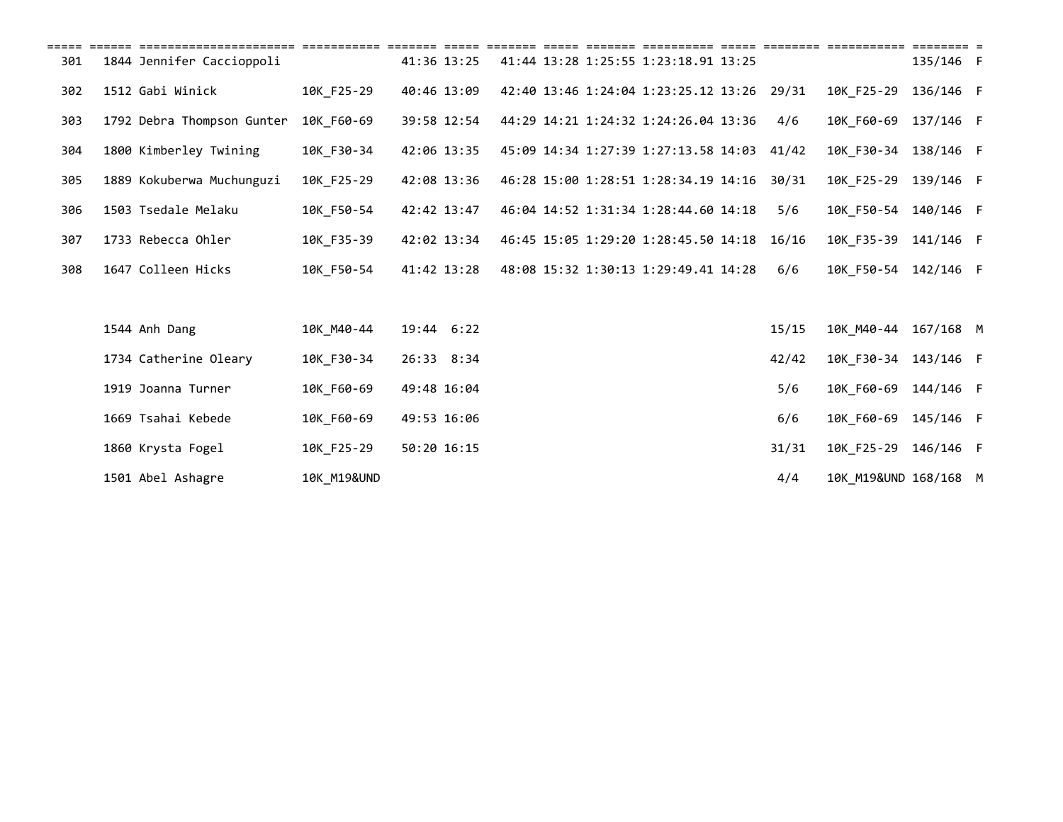| | | | | | | | | | | | | | | |
|---|---|---|---|---|---|---|---|---|---|---|---|---|---|---|
| 301 | 1844 | Jennifer Caccioppoli | | 41:36 | 13:25 | 41:44 | 13:28 | 1:25:55 | 1:23:18.91 | 13:25 | | | 135/146 | F |
| 302 | 1512 | Gabi Winick | 10K_F25-29 | 40:46 | 13:09 | 42:40 | 13:46 | 1:24:04 | 1:23:25.12 | 13:26 | 29/31 | 10K_F25-29 | 136/146 | F |
| 303 | 1792 | Debra Thompson Gunter | 10K_F60-69 | 39:58 | 12:54 | 44:29 | 14:21 | 1:24:32 | 1:24:26.04 | 13:36 | 4/6 | 10K_F60-69 | 137/146 | F |
| 304 | 1800 | Kimberley Twining | 10K_F30-34 | 42:06 | 13:35 | 45:09 | 14:34 | 1:27:39 | 1:27:13.58 | 14:03 | 41/42 | 10K_F30-34 | 138/146 | F |
| 305 | 1889 | Kokuberwa Muchunguzi | 10K_F25-29 | 42:08 | 13:36 | 46:28 | 15:00 | 1:28:51 | 1:28:34.19 | 14:16 | 30/31 | 10K_F25-29 | 139/146 | F |
| 306 | 1503 | Tsedale Melaku | 10K_F50-54 | 42:42 | 13:47 | 46:04 | 14:52 | 1:31:34 | 1:28:44.60 | 14:18 | 5/6 | 10K_F50-54 | 140/146 | F |
| 307 | 1733 | Rebecca Ohler | 10K_F35-39 | 42:02 | 13:34 | 46:45 | 15:05 | 1:29:20 | 1:28:45.50 | 14:18 | 16/16 | 10K_F35-39 | 141/146 | F |
| 308 | 1647 | Colleen Hicks | 10K_F50-54 | 41:42 | 13:28 | 48:08 | 15:32 | 1:30:13 | 1:29:49.41 | 14:28 | 6/6 | 10K_F50-54 | 142/146 | F |
| | 1544 | Anh Dang | 10K_M40-44 | 19:44 | 6:22 | | | | | | 15/15 | 10K_M40-44 | 167/168 | M |
| | 1734 | Catherine Oleary | 10K_F30-34 | 26:33 | 8:34 | | | | | | 42/42 | 10K_F30-34 | 143/146 | F |
| | 1919 | Joanna Turner | 10K_F60-69 | 49:48 | 16:04 | | | | | | 5/6 | 10K_F60-69 | 144/146 | F |
| | 1669 | Tsahai Kebede | 10K_F60-69 | 49:53 | 16:06 | | | | | | 6/6 | 10K_F60-69 | 145/146 | F |
| | 1860 | Krysta Fogel | 10K_F25-29 | 50:20 | 16:15 | | | | | | 31/31 | 10K_F25-29 | 146/146 | F |
| | 1501 | Abel Ashagre | 10K_M19&UND | | | | | | | | 4/4 | 10K_M19&UND | 168/168 | M |